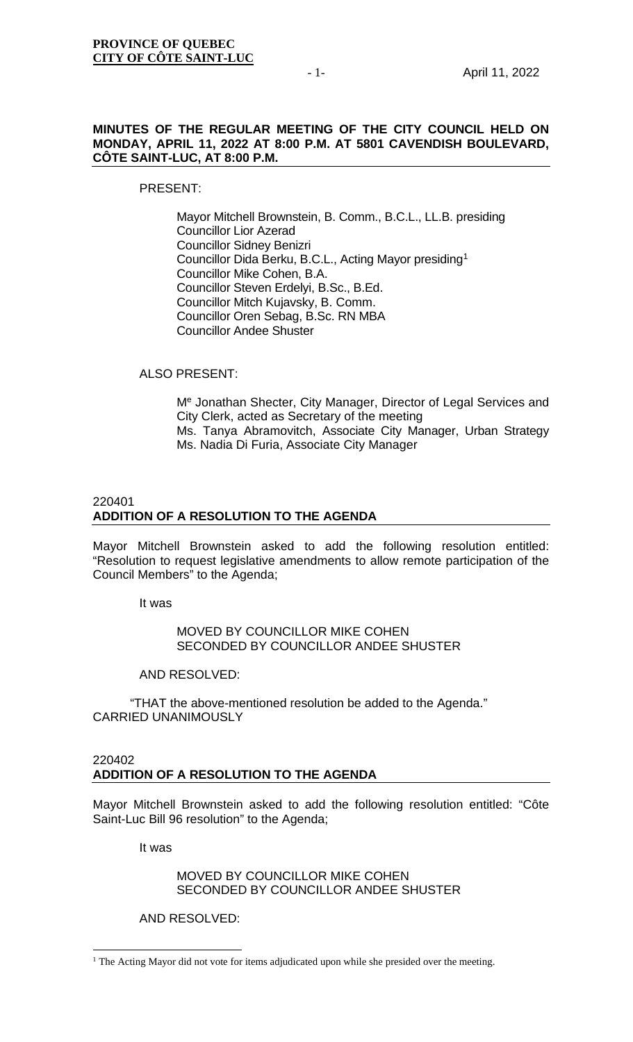**PROVINCE OF QUEBEC**
**CITY OF CÔTE SAINT-LUC**

April 11, 2022

**MINUTES OF THE REGULAR MEETING OF THE CITY COUNCIL HELD ON MONDAY, APRIL 11, 2022 AT 8:00 P.M. AT 5801 CAVENDISH BOULEVARD, CÔTE SAINT-LUC, AT 8:00 P.M.**

PRESENT:

Mayor Mitchell Brownstein, B. Comm., B.C.L., LL.B. presiding
Councillor Lior Azerad
Councillor Sidney Benizri
Councillor Dida Berku, B.C.L., Acting Mayor presiding[1]
Councillor Mike Cohen, B.A.
Councillor Steven Erdelyi, B.Sc., B.Ed.
Councillor Mitch Kujavsky, B. Comm.
Councillor Oren Sebag, B.Sc. RN MBA
Councillor Andee Shuster

ALSO PRESENT:

Me Jonathan Shecter, City Manager, Director of Legal Services and City Clerk, acted as Secretary of the meeting
Ms. Tanya Abramovitch, Associate City Manager, Urban Strategy
Ms. Nadia Di Furia, Associate City Manager

220401
**ADDITION OF A RESOLUTION TO THE AGENDA**

Mayor Mitchell Brownstein asked to add the following resolution entitled: "Resolution to request legislative amendments to allow remote participation of the Council Members" to the Agenda;

It was

MOVED BY COUNCILLOR MIKE COHEN
SECONDED BY COUNCILLOR ANDEE SHUSTER

AND RESOLVED:

"THAT the above-mentioned resolution be added to the Agenda."
CARRIED UNANIMOUSLY

220402
**ADDITION OF A RESOLUTION TO THE AGENDA**

Mayor Mitchell Brownstein asked to add the following resolution entitled: "Côte Saint-Luc Bill 96 resolution" to the Agenda;

It was

MOVED BY COUNCILLOR MIKE COHEN
SECONDED BY COUNCILLOR ANDEE SHUSTER

AND RESOLVED:

[1] The Acting Mayor did not vote for items adjudicated upon while she presided over the meeting.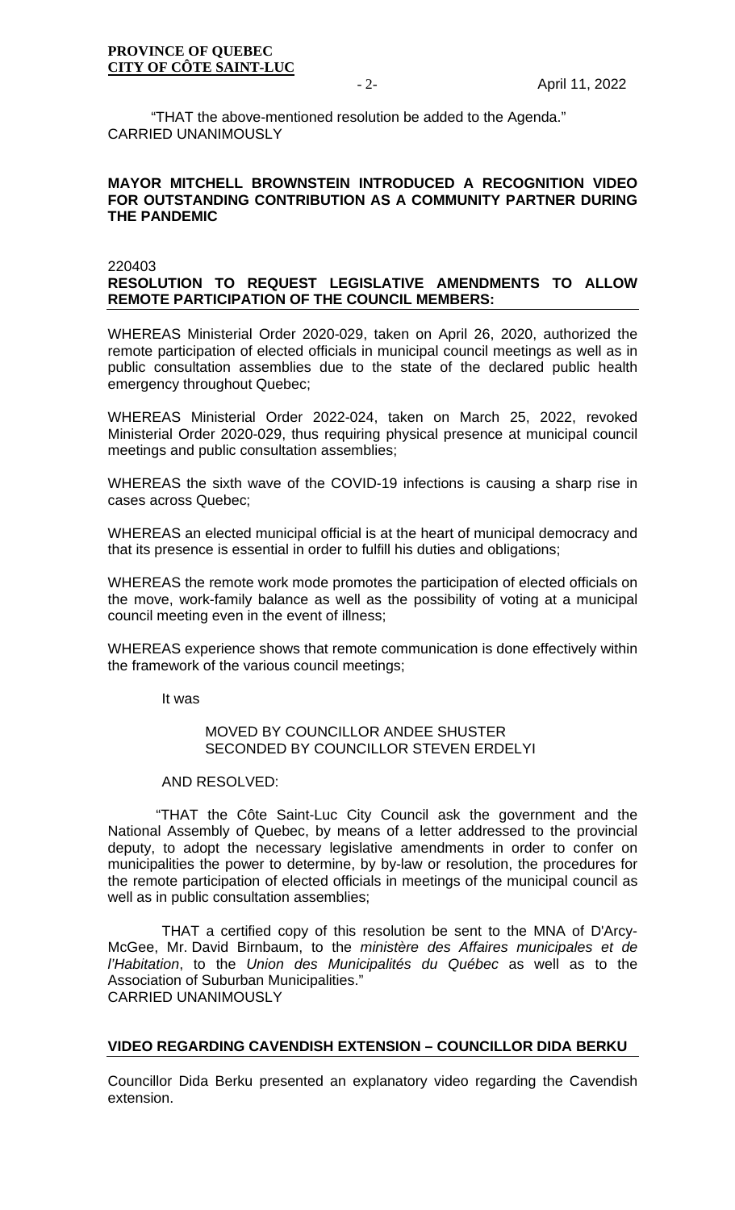"THAT the above-mentioned resolution be added to the Agenda."
CARRIED UNANIMOUSLY

**MAYOR MITCHELL BROWNSTEIN INTRODUCED A RECOGNITION VIDEO FOR OUTSTANDING CONTRIBUTION AS A COMMUNITY PARTNER DURING THE PANDEMIC**

220403

**RESOLUTION TO REQUEST LEGISLATIVE AMENDMENTS TO ALLOW REMOTE PARTICIPATION OF THE COUNCIL MEMBERS:**

WHEREAS Ministerial Order 2020-029, taken on April 26, 2020, authorized the remote participation of elected officials in municipal council meetings as well as in public consultation assemblies due to the state of the declared public health emergency throughout Quebec;

WHEREAS Ministerial Order 2022-024, taken on March 25, 2022, revoked Ministerial Order 2020-029, thus requiring physical presence at municipal council meetings and public consultation assemblies;

WHEREAS the sixth wave of the COVID-19 infections is causing a sharp rise in cases across Quebec;

WHEREAS an elected municipal official is at the heart of municipal democracy and that its presence is essential in order to fulfill his duties and obligations;

WHEREAS the remote work mode promotes the participation of elected officials on the move, work-family balance as well as the possibility of voting at a municipal council meeting even in the event of illness;

WHEREAS experience shows that remote communication is done effectively within the framework of the various council meetings;

It was

MOVED BY COUNCILLOR ANDEE SHUSTER
SECONDED BY COUNCILLOR STEVEN ERDELYI

AND RESOLVED:

"THAT the Côte Saint-Luc City Council ask the government and the National Assembly of Quebec, by means of a letter addressed to the provincial deputy, to adopt the necessary legislative amendments in order to confer on municipalities the power to determine, by by-law or resolution, the procedures for the remote participation of elected officials in meetings of the municipal council as well as in public consultation assemblies;

THAT a certified copy of this resolution be sent to the MNA of D'Arcy-McGee, Mr. David Birnbaum, to the *ministère des Affaires municipales et de l'Habitation*, to the *Union des Municipalités du Québec* as well as to the Association of Suburban Municipalities."
CARRIED UNANIMOUSLY

**VIDEO REGARDING CAVENDISH EXTENSION – COUNCILLOR DIDA BERKU**

Councillor Dida Berku presented an explanatory video regarding the Cavendish extension.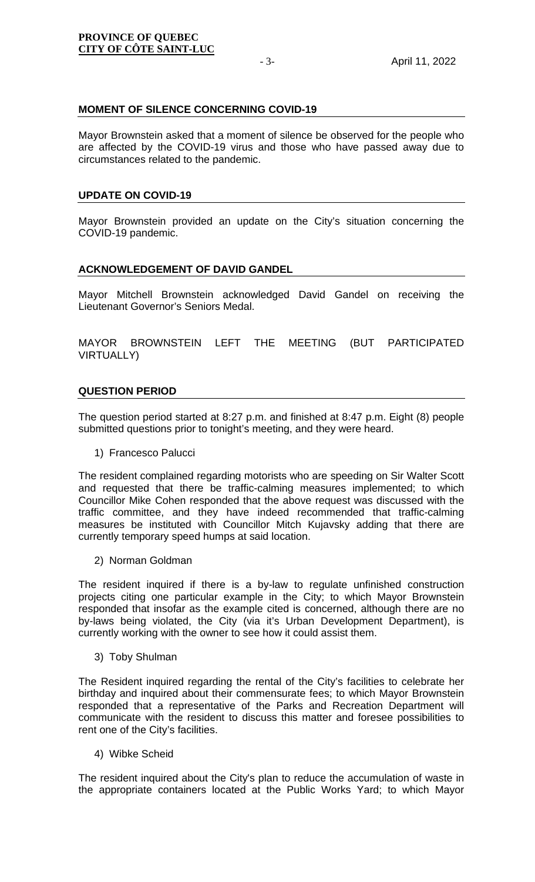## MOMENT OF SILENCE CONCERNING COVID-19

Mayor Brownstein asked that a moment of silence be observed for the people who are affected by the COVID-19 virus and those who have passed away due to circumstances related to the pandemic.

## UPDATE ON COVID-19

Mayor Brownstein provided an update on the City's situation concerning the COVID-19 pandemic.

## ACKNOWLEDGEMENT OF DAVID GANDEL

Mayor Mitchell Brownstein acknowledged David Gandel on receiving the Lieutenant Governor's Seniors Medal.

MAYOR BROWNSTEIN LEFT THE MEETING (BUT PARTICIPATED VIRTUALLY)

## QUESTION PERIOD

The question period started at 8:27 p.m. and finished at 8:47 p.m. Eight (8) people submitted questions prior to tonight's meeting, and they were heard.

1) Francesco Palucci

The resident complained regarding motorists who are speeding on Sir Walter Scott and requested that there be traffic-calming measures implemented; to which Councillor Mike Cohen responded that the above request was discussed with the traffic committee, and they have indeed recommended that traffic-calming measures be instituted with Councillor Mitch Kujavsky adding that there are currently temporary speed humps at said location.

2) Norman Goldman

The resident inquired if there is a by-law to regulate unfinished construction projects citing one particular example in the City; to which Mayor Brownstein responded that insofar as the example cited is concerned, although there are no by-laws being violated, the City (via it's Urban Development Department), is currently working with the owner to see how it could assist them.

3) Toby Shulman

The Resident inquired regarding the rental of the City's facilities to celebrate her birthday and inquired about their commensurate fees; to which Mayor Brownstein responded that a representative of the Parks and Recreation Department will communicate with the resident to discuss this matter and foresee possibilities to rent one of the City's facilities.

4) Wibke Scheid

The resident inquired about the City's plan to reduce the accumulation of waste in the appropriate containers located at the Public Works Yard; to which Mayor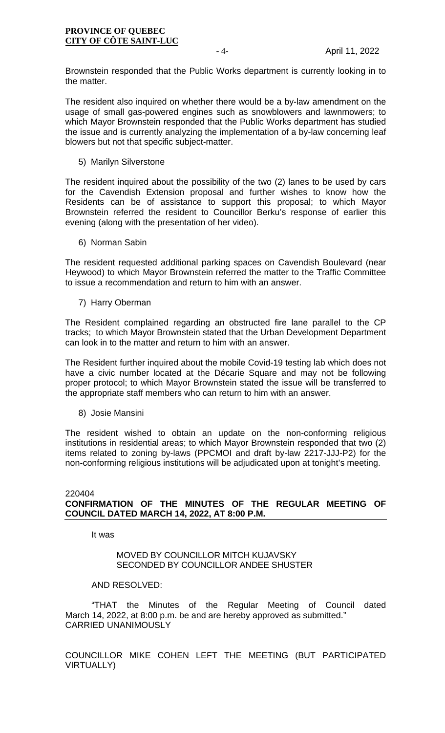Brownstein responded that the Public Works department is currently looking in to the matter.

The resident also inquired on whether there would be a by-law amendment on the usage of small gas-powered engines such as snowblowers and lawnmowers; to which Mayor Brownstein responded that the Public Works department has studied the issue and is currently analyzing the implementation of a by-law concerning leaf blowers but not that specific subject-matter.

5) Marilyn Silverstone

The resident inquired about the possibility of the two (2) lanes to be used by cars for the Cavendish Extension proposal and further wishes to know how the Residents can be of assistance to support this proposal; to which Mayor Brownstein referred the resident to Councillor Berku's response of earlier this evening (along with the presentation of her video).

6) Norman Sabin

The resident requested additional parking spaces on Cavendish Boulevard (near Heywood) to which Mayor Brownstein referred the matter to the Traffic Committee to issue a recommendation and return to him with an answer.

7) Harry Oberman

The Resident complained regarding an obstructed fire lane parallel to the CP tracks; to which Mayor Brownstein stated that the Urban Development Department can look in to the matter and return to him with an answer.

The Resident further inquired about the mobile Covid-19 testing lab which does not have a civic number located at the Décarie Square and may not be following proper protocol; to which Mayor Brownstein stated the issue will be transferred to the appropriate staff members who can return to him with an answer.

8) Josie Mansini

The resident wished to obtain an update on the non-conforming religious institutions in residential areas; to which Mayor Brownstein responded that two (2) items related to zoning by-laws (PPCMOI and draft by-law 2217-JJJ-P2) for the non-conforming religious institutions will be adjudicated upon at tonight's meeting.

220404

**CONFIRMATION OF THE MINUTES OF THE REGULAR MEETING OF COUNCIL DATED MARCH 14, 2022, AT 8:00 P.M.**

It was

MOVED BY COUNCILLOR MITCH KUJAVSKY
SECONDED BY COUNCILLOR ANDEE SHUSTER

AND RESOLVED:

"THAT the Minutes of the Regular Meeting of Council dated March 14, 2022, at 8:00 p.m. be and are hereby approved as submitted."
CARRIED UNANIMOUSLY

COUNCILLOR MIKE COHEN LEFT THE MEETING (BUT PARTICIPATED VIRTUALLY)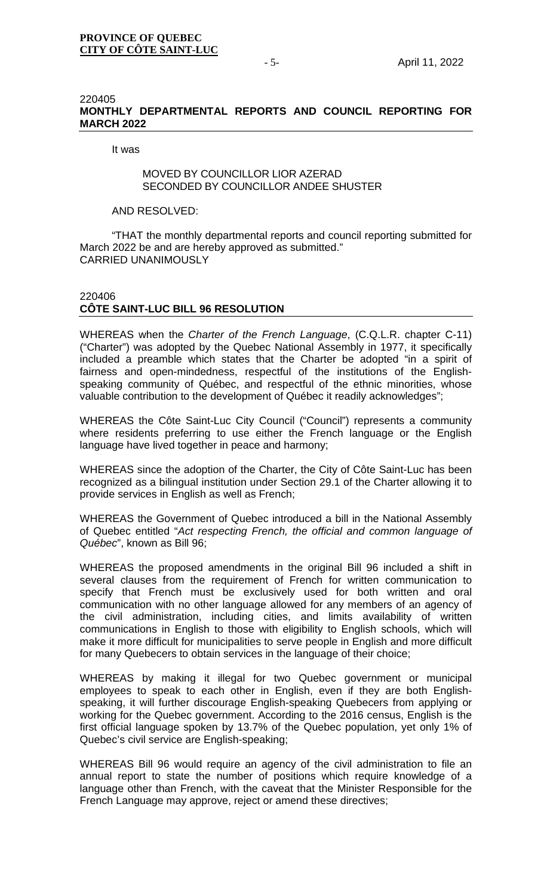220405

**MONTHLY DEPARTMENTAL REPORTS AND COUNCIL REPORTING FOR MARCH 2022**

It was

MOVED BY COUNCILLOR LIOR AZERAD
SECONDED BY COUNCILLOR ANDEE SHUSTER

AND RESOLVED:

"THAT the monthly departmental reports and council reporting submitted for March 2022 be and are hereby approved as submitted."
CARRIED UNANIMOUSLY

220406

**CÔTE SAINT-LUC BILL 96 RESOLUTION**

WHEREAS when the *Charter of the French Language*, (C.Q.L.R. chapter C-11) ("Charter") was adopted by the Quebec National Assembly in 1977, it specifically included a preamble which states that the Charter be adopted "in a spirit of fairness and open-mindedness, respectful of the institutions of the English-speaking community of Québec, and respectful of the ethnic minorities, whose valuable contribution to the development of Québec it readily acknowledges";

WHEREAS the Côte Saint-Luc City Council ("Council") represents a community where residents preferring to use either the French language or the English language have lived together in peace and harmony;

WHEREAS since the adoption of the Charter, the City of Côte Saint-Luc has been recognized as a bilingual institution under Section 29.1 of the Charter allowing it to provide services in English as well as French;

WHEREAS the Government of Quebec introduced a bill in the National Assembly of Quebec entitled "*Act respecting French, the official and common language of Québec*", known as Bill 96;

WHEREAS the proposed amendments in the original Bill 96 included a shift in several clauses from the requirement of French for written communication to specify that French must be exclusively used for both written and oral communication with no other language allowed for any members of an agency of the civil administration, including cities, and limits availability of written communications in English to those with eligibility to English schools, which will make it more difficult for municipalities to serve people in English and more difficult for many Quebecers to obtain services in the language of their choice;

WHEREAS by making it illegal for two Quebec government or municipal employees to speak to each other in English, even if they are both English-speaking, it will further discourage English-speaking Quebecers from applying or working for the Quebec government. According to the 2016 census, English is the first official language spoken by 13.7% of the Quebec population, yet only 1% of Quebec's civil service are English-speaking;

WHEREAS Bill 96 would require an agency of the civil administration to file an annual report to state the number of positions which require knowledge of a language other than French, with the caveat that the Minister Responsible for the French Language may approve, reject or amend these directives;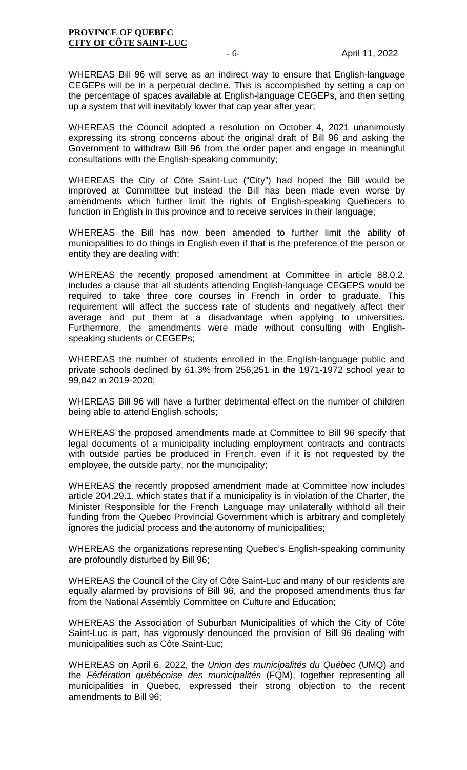WHEREAS Bill 96 will serve as an indirect way to ensure that English-language CEGEPs will be in a perpetual decline. This is accomplished by setting a cap on the percentage of spaces available at English-language CEGEPs, and then setting up a system that will inevitably lower that cap year after year;

WHEREAS the Council adopted a resolution on October 4, 2021 unanimously expressing its strong concerns about the original draft of Bill 96 and asking the Government to withdraw Bill 96 from the order paper and engage in meaningful consultations with the English-speaking community;

WHEREAS the City of Côte Saint-Luc ("City") had hoped the Bill would be improved at Committee but instead the Bill has been made even worse by amendments which further limit the rights of English-speaking Quebecers to function in English in this province and to receive services in their language;

WHEREAS the Bill has now been amended to further limit the ability of municipalities to do things in English even if that is the preference of the person or entity they are dealing with;

WHEREAS the recently proposed amendment at Committee in article 88.0.2. includes a clause that all students attending English-language CEGEPS would be required to take three core courses in French in order to graduate. This requirement will affect the success rate of students and negatively affect their average and put them at a disadvantage when applying to universities. Furthermore, the amendments were made without consulting with English-speaking students or CEGEPs;

WHEREAS the number of students enrolled in the English-language public and private schools declined by 61.3% from 256,251 in the 1971-1972 school year to 99,042 in 2019-2020;

WHEREAS Bill 96 will have a further detrimental effect on the number of children being able to attend English schools;

WHEREAS the proposed amendments made at Committee to Bill 96 specify that legal documents of a municipality including employment contracts and contracts with outside parties be produced in French, even if it is not requested by the employee, the outside party, nor the municipality;

WHEREAS the recently proposed amendment made at Committee now includes article 204.29.1. which states that if a municipality is in violation of the Charter, the Minister Responsible for the French Language may unilaterally withhold all their funding from the Quebec Provincial Government which is arbitrary and completely ignores the judicial process and the autonomy of municipalities;

WHEREAS the organizations representing Quebec's English-speaking community are profoundly disturbed by Bill 96;

WHEREAS the Council of the City of Côte Saint-Luc and many of our residents are equally alarmed by provisions of Bill 96, and the proposed amendments thus far from the National Assembly Committee on Culture and Education;

WHEREAS the Association of Suburban Municipalities of which the City of Côte Saint-Luc is part, has vigorously denounced the provision of Bill 96 dealing with municipalities such as Côte Saint-Luc;

WHEREAS on April 6, 2022, the *Union des municipalités du Québec* (UMQ) and the *Fédération québécoise des municipalités* (FQM), together representing all municipalities in Quebec, expressed their strong objection to the recent amendments to Bill 96;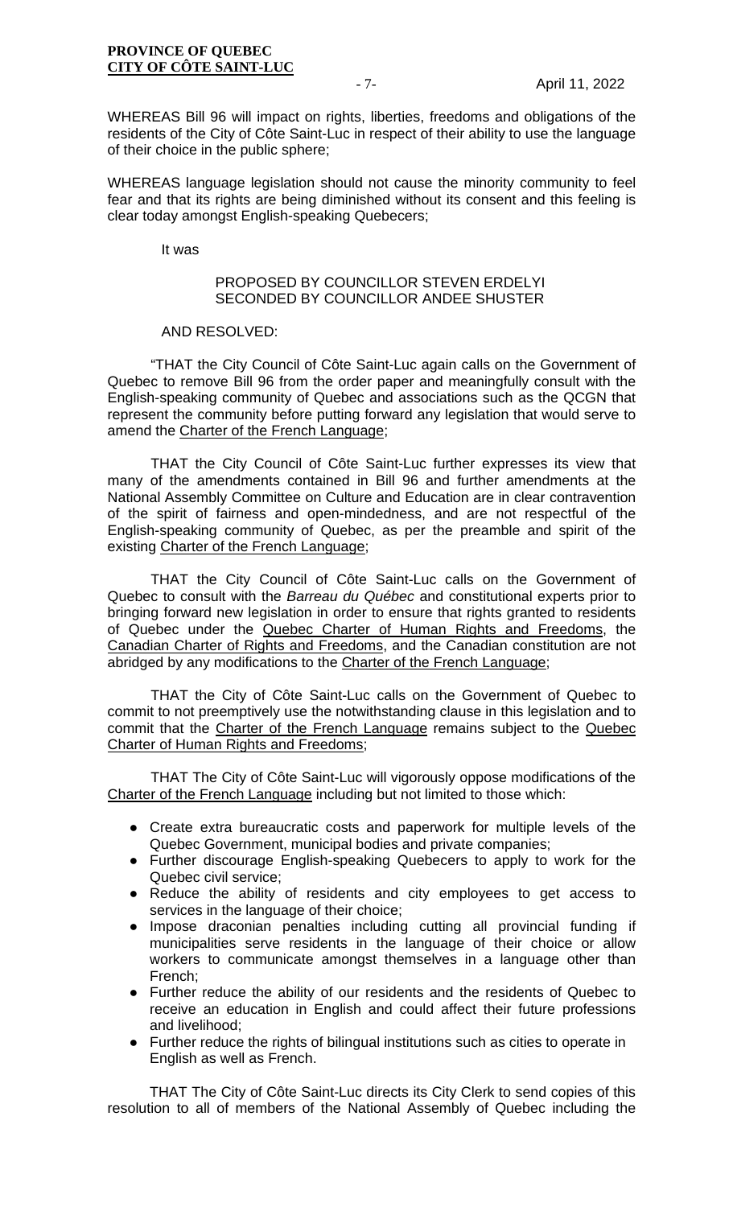WHEREAS Bill 96 will impact on rights, liberties, freedoms and obligations of the residents of the City of Côte Saint-Luc in respect of their ability to use the language of their choice in the public sphere;

WHEREAS language legislation should not cause the minority community to feel fear and that its rights are being diminished without its consent and this feeling is clear today amongst English-speaking Quebecers;

It was

PROPOSED BY COUNCILLOR STEVEN ERDELYI
SECONDED BY COUNCILLOR ANDEE SHUSTER

AND RESOLVED:

"THAT the City Council of Côte Saint-Luc again calls on the Government of Quebec to remove Bill 96 from the order paper and meaningfully consult with the English-speaking community of Quebec and associations such as the QCGN that represent the community before putting forward any legislation that would serve to amend the Charter of the French Language;

THAT the City Council of Côte Saint-Luc further expresses its view that many of the amendments contained in Bill 96 and further amendments at the National Assembly Committee on Culture and Education are in clear contravention of the spirit of fairness and open-mindedness, and are not respectful of the English-speaking community of Quebec, as per the preamble and spirit of the existing Charter of the French Language;

THAT the City Council of Côte Saint-Luc calls on the Government of Quebec to consult with the *Barreau du Québec* and constitutional experts prior to bringing forward new legislation in order to ensure that rights granted to residents of Quebec under the Quebec Charter of Human Rights and Freedoms, the Canadian Charter of Rights and Freedoms, and the Canadian constitution are not abridged by any modifications to the Charter of the French Language;

THAT the City of Côte Saint-Luc calls on the Government of Quebec to commit to not preemptively use the notwithstanding clause in this legislation and to commit that the Charter of the French Language remains subject to the Quebec Charter of Human Rights and Freedoms;

THAT The City of Côte Saint-Luc will vigorously oppose modifications of the Charter of the French Language including but not limited to those which:

- Create extra bureaucratic costs and paperwork for multiple levels of the Quebec Government, municipal bodies and private companies;
- Further discourage English-speaking Quebecers to apply to work for the Quebec civil service;
- Reduce the ability of residents and city employees to get access to services in the language of their choice;
- Impose draconian penalties including cutting all provincial funding if municipalities serve residents in the language of their choice or allow workers to communicate amongst themselves in a language other than French;
- Further reduce the ability of our residents and the residents of Quebec to receive an education in English and could affect their future professions and livelihood;
- Further reduce the rights of bilingual institutions such as cities to operate in English as well as French.

THAT The City of Côte Saint-Luc directs its City Clerk to send copies of this resolution to all of members of the National Assembly of Quebec including the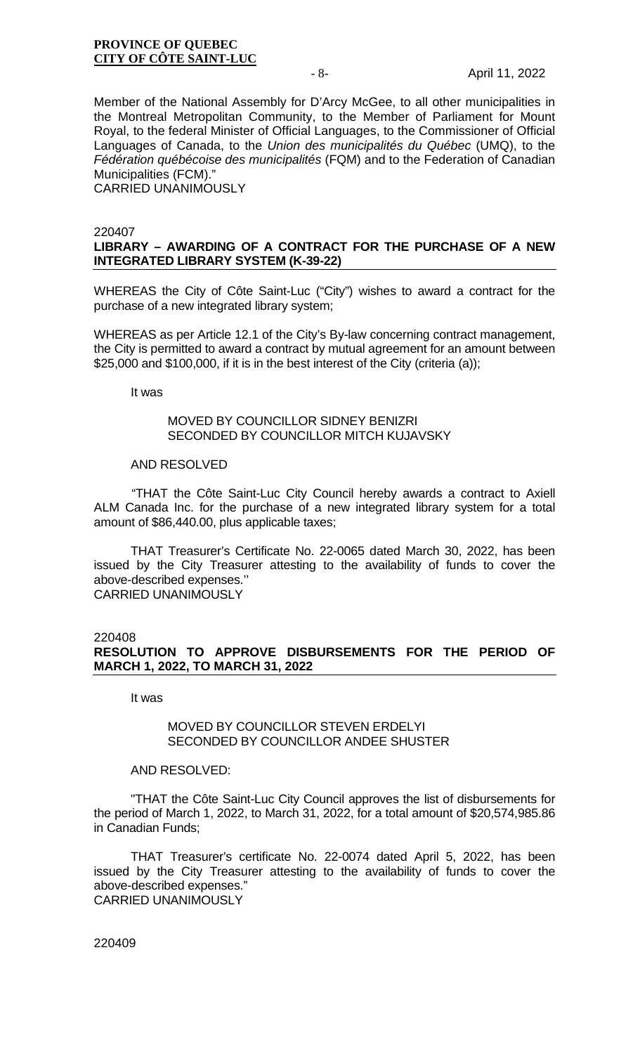Member of the National Assembly for D'Arcy McGee, to all other municipalities in the Montreal Metropolitan Community, to the Member of Parliament for Mount Royal, to the federal Minister of Official Languages, to the Commissioner of Official Languages of Canada, to the *Union des municipalités du Québec* (UMQ), to the *Fédération québécoise des municipalités* (FQM) and to the Federation of Canadian Municipalities (FCM)."
CARRIED UNANIMOUSLY

220407

**LIBRARY – AWARDING OF A CONTRACT FOR THE PURCHASE OF A NEW INTEGRATED LIBRARY SYSTEM (K-39-22)**

WHEREAS the City of Côte Saint-Luc ("City") wishes to award a contract for the purchase of a new integrated library system;

WHEREAS as per Article 12.1 of the City's By-law concerning contract management, the City is permitted to award a contract by mutual agreement for an amount between $25,000 and $100,000, if it is in the best interest of the City (criteria (a));

It was

MOVED BY COUNCILLOR SIDNEY BENIZRI
SECONDED BY COUNCILLOR MITCH KUJAVSKY

AND RESOLVED

"THAT the Côte Saint-Luc City Council hereby awards a contract to Axiell ALM Canada Inc. for the purchase of a new integrated library system for a total amount of $86,440.00, plus applicable taxes;

THAT Treasurer's Certificate No. 22-0065 dated March 30, 2022, has been issued by the City Treasurer attesting to the availability of funds to cover the above-described expenses."
CARRIED UNANIMOUSLY

220408

**RESOLUTION TO APPROVE DISBURSEMENTS FOR THE PERIOD OF MARCH 1, 2022, TO MARCH 31, 2022**

It was

MOVED BY COUNCILLOR STEVEN ERDELYI
SECONDED BY COUNCILLOR ANDEE SHUSTER

AND RESOLVED:

"THAT the Côte Saint-Luc City Council approves the list of disbursements for the period of March 1, 2022, to March 31, 2022, for a total amount of $20,574,985.86 in Canadian Funds;

THAT Treasurer's certificate No. 22-0074 dated April 5, 2022, has been issued by the City Treasurer attesting to the availability of funds to cover the above-described expenses."
CARRIED UNANIMOUSLY

220409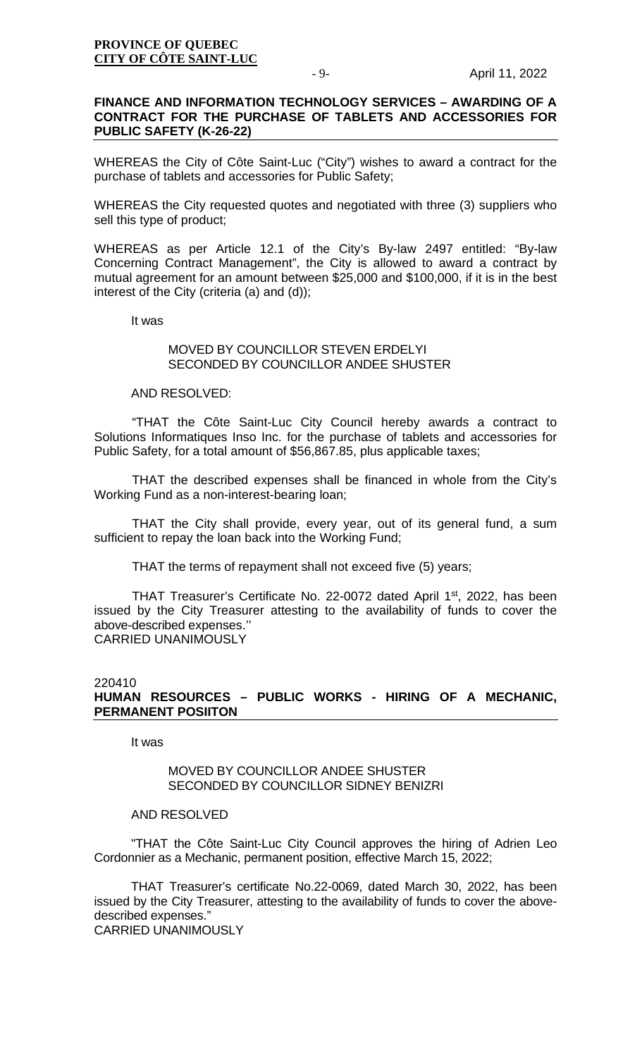**FINANCE AND INFORMATION TECHNOLOGY SERVICES – AWARDING OF A CONTRACT FOR THE PURCHASE OF TABLETS AND ACCESSORIES FOR PUBLIC SAFETY (K-26-22)**

WHEREAS the City of Côte Saint-Luc ("City") wishes to award a contract for the purchase of tablets and accessories for Public Safety;

WHEREAS the City requested quotes and negotiated with three (3) suppliers who sell this type of product;

WHEREAS as per Article 12.1 of the City's By-law 2497 entitled: "By-law Concerning Contract Management", the City is allowed to award a contract by mutual agreement for an amount between $25,000 and $100,000, if it is in the best interest of the City (criteria (a) and (d));

It was

MOVED BY COUNCILLOR STEVEN ERDELYI
SECONDED BY COUNCILLOR ANDEE SHUSTER

AND RESOLVED:

"THAT the Côte Saint-Luc City Council hereby awards a contract to Solutions Informatiques Inso Inc. for the purchase of tablets and accessories for Public Safety, for a total amount of $56,867.85, plus applicable taxes;

THAT the described expenses shall be financed in whole from the City's Working Fund as a non-interest-bearing loan;

THAT the City shall provide, every year, out of its general fund, a sum sufficient to repay the loan back into the Working Fund;

THAT the terms of repayment shall not exceed five (5) years;

THAT Treasurer's Certificate No. 22-0072 dated April 1st, 2022, has been issued by the City Treasurer attesting to the availability of funds to cover the above-described expenses.''
CARRIED UNANIMOUSLY

220410
**HUMAN RESOURCES – PUBLIC WORKS - HIRING OF A MECHANIC, PERMANENT POSIITON**

It was

MOVED BY COUNCILLOR ANDEE SHUSTER
SECONDED BY COUNCILLOR SIDNEY BENIZRI

AND RESOLVED

"THAT the Côte Saint-Luc City Council approves the hiring of Adrien Leo Cordonnier as a Mechanic, permanent position, effective March 15, 2022;

THAT Treasurer's certificate No.22-0069, dated March 30, 2022, has been issued by the City Treasurer, attesting to the availability of funds to cover the above-described expenses."
CARRIED UNANIMOUSLY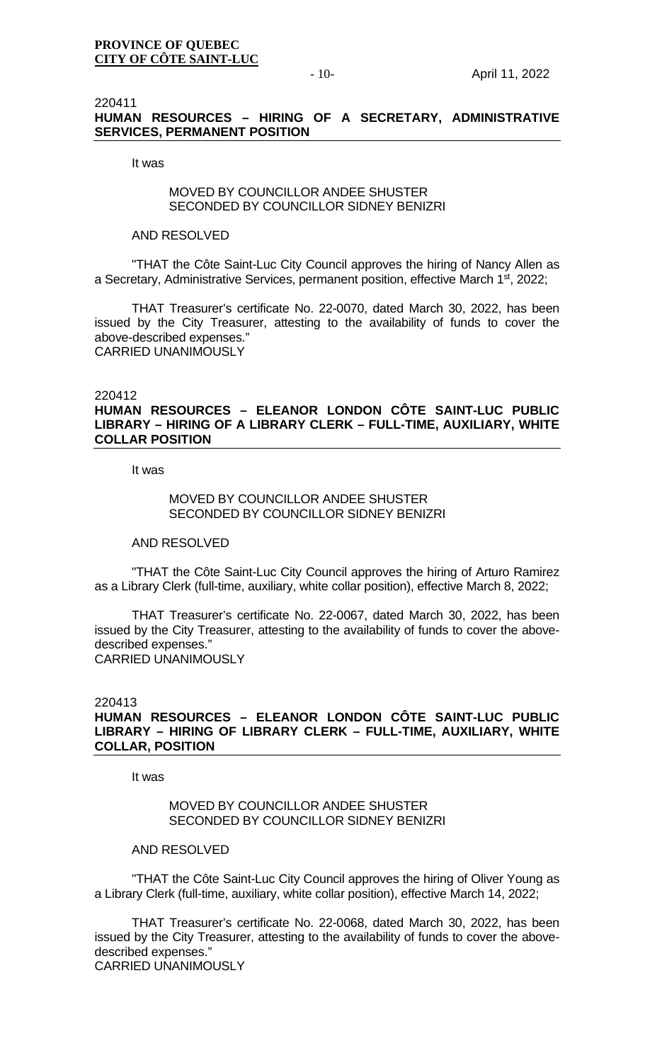220411
**HUMAN RESOURCES – HIRING OF A SECRETARY, ADMINISTRATIVE SERVICES, PERMANENT POSITION**

It was

MOVED BY COUNCILLOR ANDEE SHUSTER
SECONDED BY COUNCILLOR SIDNEY BENIZRI

AND RESOLVED

"THAT the Côte Saint-Luc City Council approves the hiring of Nancy Allen as a Secretary, Administrative Services, permanent position, effective March 1st, 2022;

THAT Treasurer's certificate No. 22-0070, dated March 30, 2022, has been issued by the City Treasurer, attesting to the availability of funds to cover the above-described expenses."
CARRIED UNANIMOUSLY

220412
**HUMAN RESOURCES – ELEANOR LONDON CÔTE SAINT-LUC PUBLIC LIBRARY – HIRING OF A LIBRARY CLERK – FULL-TIME, AUXILIARY, WHITE COLLAR POSITION**

It was

MOVED BY COUNCILLOR ANDEE SHUSTER
SECONDED BY COUNCILLOR SIDNEY BENIZRI

AND RESOLVED

"THAT the Côte Saint-Luc City Council approves the hiring of Arturo Ramirez as a Library Clerk (full-time, auxiliary, white collar position), effective March 8, 2022;

THAT Treasurer's certificate No. 22-0067, dated March 30, 2022, has been issued by the City Treasurer, attesting to the availability of funds to cover the above-described expenses."
CARRIED UNANIMOUSLY

220413
**HUMAN RESOURCES – ELEANOR LONDON CÔTE SAINT-LUC PUBLIC LIBRARY – HIRING OF LIBRARY CLERK – FULL-TIME, AUXILIARY, WHITE COLLAR, POSITION**

It was

MOVED BY COUNCILLOR ANDEE SHUSTER
SECONDED BY COUNCILLOR SIDNEY BENIZRI

AND RESOLVED

"THAT the Côte Saint-Luc City Council approves the hiring of Oliver Young as a Library Clerk (full-time, auxiliary, white collar position), effective March 14, 2022;

THAT Treasurer's certificate No. 22-0068, dated March 30, 2022, has been issued by the City Treasurer, attesting to the availability of funds to cover the above-described expenses."
CARRIED UNANIMOUSLY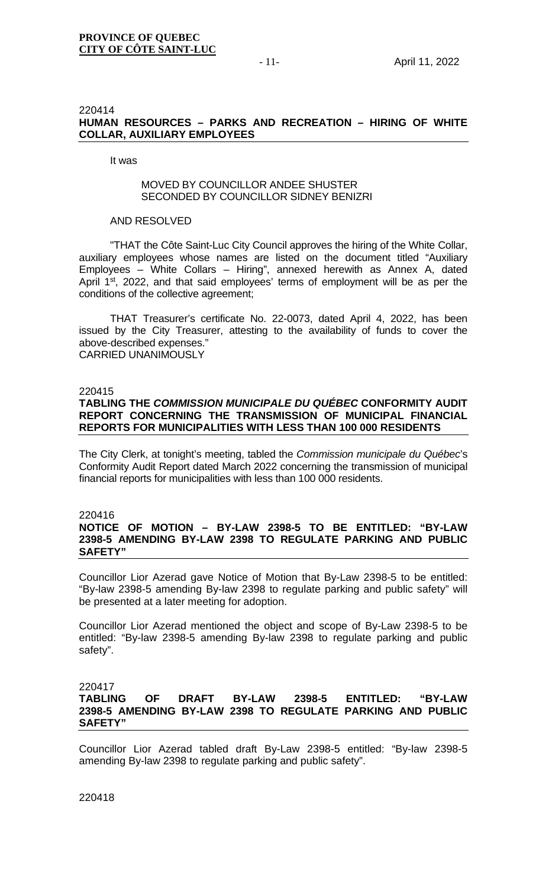220414
**HUMAN RESOURCES – PARKS AND RECREATION – HIRING OF WHITE COLLAR, AUXILIARY EMPLOYEES**

It was

MOVED BY COUNCILLOR ANDEE SHUSTER
SECONDED BY COUNCILLOR SIDNEY BENIZRI

AND RESOLVED

"THAT the Côte Saint-Luc City Council approves the hiring of the White Collar, auxiliary employees whose names are listed on the document titled "Auxiliary Employees – White Collars – Hiring", annexed herewith as Annex A, dated April 1st, 2022, and that said employees' terms of employment will be as per the conditions of the collective agreement;

THAT Treasurer's certificate No. 22-0073, dated April 4, 2022, has been issued by the City Treasurer, attesting to the availability of funds to cover the above-described expenses."
CARRIED UNANIMOUSLY

220415
**TABLING THE *COMMISSION MUNICIPALE DU QUÉBEC* CONFORMITY AUDIT REPORT CONCERNING THE TRANSMISSION OF MUNICIPAL FINANCIAL REPORTS FOR MUNICIPALITIES WITH LESS THAN 100 000 RESIDENTS**

The City Clerk, at tonight's meeting, tabled the *Commission municipale du Québec*'s Conformity Audit Report dated March 2022 concerning the transmission of municipal financial reports for municipalities with less than 100 000 residents.

220416
**NOTICE OF MOTION – BY-LAW 2398-5 TO BE ENTITLED: "BY-LAW 2398-5 AMENDING BY-LAW 2398 TO REGULATE PARKING AND PUBLIC SAFETY"**

Councillor Lior Azerad gave Notice of Motion that By-Law 2398-5 to be entitled: "By-law 2398-5 amending By-law 2398 to regulate parking and public safety" will be presented at a later meeting for adoption.

Councillor Lior Azerad mentioned the object and scope of By-Law 2398-5 to be entitled: "By-law 2398-5 amending By-law 2398 to regulate parking and public safety".

220417
**TABLING OF DRAFT BY-LAW 2398-5 ENTITLED: "BY-LAW 2398-5 AMENDING BY-LAW 2398 TO REGULATE PARKING AND PUBLIC SAFETY"**

Councillor Lior Azerad tabled draft By-Law 2398-5 entitled: "By-law 2398-5 amending By-law 2398 to regulate parking and public safety".

220418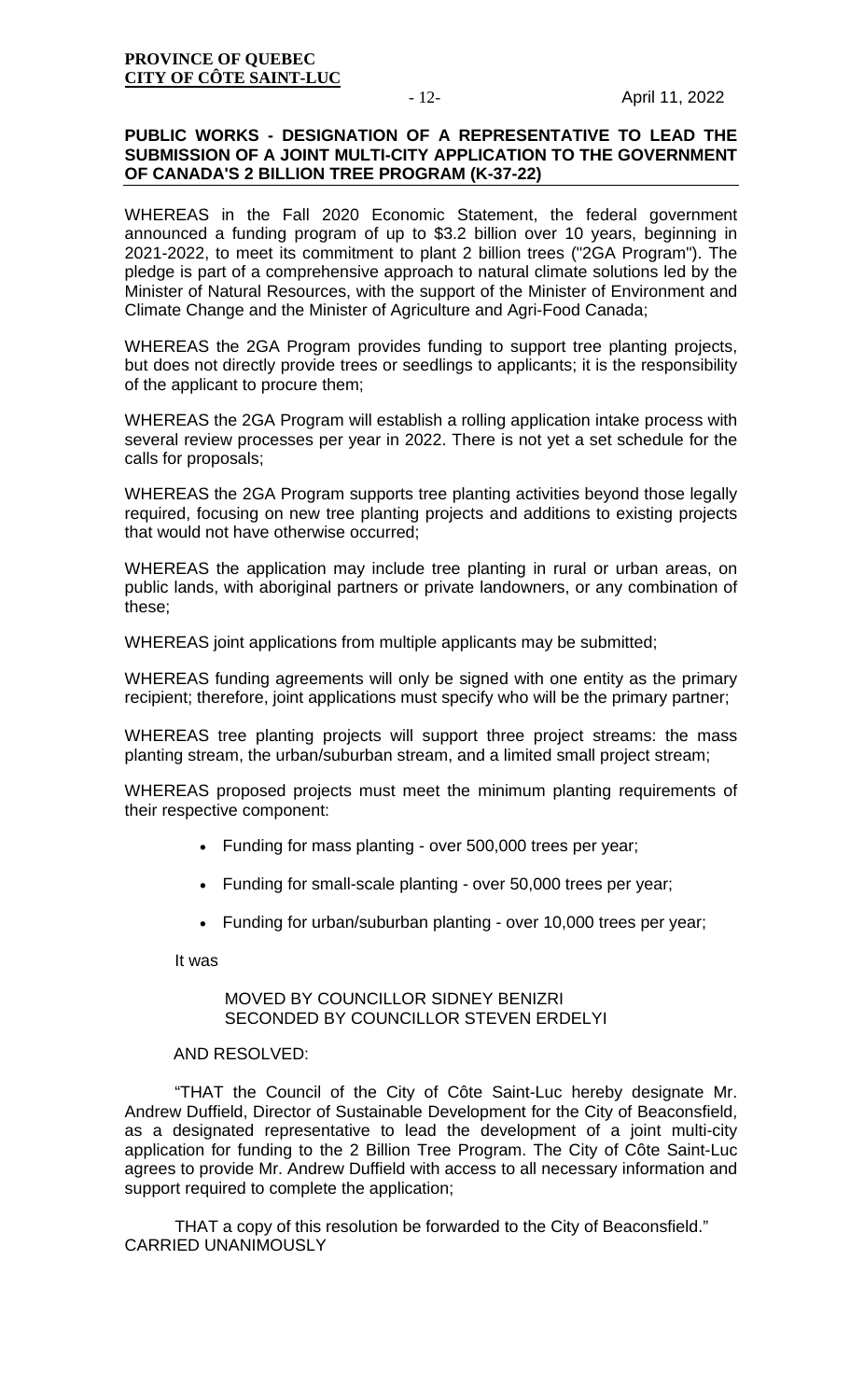## PUBLIC WORKS - DESIGNATION OF A REPRESENTATIVE TO LEAD THE SUBMISSION OF A JOINT MULTI-CITY APPLICATION TO THE GOVERNMENT OF CANADA'S 2 BILLION TREE PROGRAM (K-37-22)

WHEREAS in the Fall 2020 Economic Statement, the federal government announced a funding program of up to $3.2 billion over 10 years, beginning in 2021-2022, to meet its commitment to plant 2 billion trees ("2GA Program"). The pledge is part of a comprehensive approach to natural climate solutions led by the Minister of Natural Resources, with the support of the Minister of Environment and Climate Change and the Minister of Agriculture and Agri-Food Canada;

WHEREAS the 2GA Program provides funding to support tree planting projects, but does not directly provide trees or seedlings to applicants; it is the responsibility of the applicant to procure them;

WHEREAS the 2GA Program will establish a rolling application intake process with several review processes per year in 2022. There is not yet a set schedule for the calls for proposals;

WHEREAS the 2GA Program supports tree planting activities beyond those legally required, focusing on new tree planting projects and additions to existing projects that would not have otherwise occurred;

WHEREAS the application may include tree planting in rural or urban areas, on public lands, with aboriginal partners or private landowners, or any combination of these;

WHEREAS joint applications from multiple applicants may be submitted;

WHEREAS funding agreements will only be signed with one entity as the primary recipient; therefore, joint applications must specify who will be the primary partner;

WHEREAS tree planting projects will support three project streams: the mass planting stream, the urban/suburban stream, and a limited small project stream;

WHEREAS proposed projects must meet the minimum planting requirements of their respective component:

- Funding for mass planting - over 500,000 trees per year;
- Funding for small-scale planting - over 50,000 trees per year;
- Funding for urban/suburban planting - over 10,000 trees per year;

It was

MOVED BY COUNCILLOR SIDNEY BENIZRI
SECONDED BY COUNCILLOR STEVEN ERDELYI

AND RESOLVED:

"THAT the Council of the City of Côte Saint-Luc hereby designate Mr. Andrew Duffield, Director of Sustainable Development for the City of Beaconsfield, as a designated representative to lead the development of a joint multi-city application for funding to the 2 Billion Tree Program. The City of Côte Saint-Luc agrees to provide Mr. Andrew Duffield with access to all necessary information and support required to complete the application;

THAT a copy of this resolution be forwarded to the City of Beaconsfield."
CARRIED UNANIMOUSLY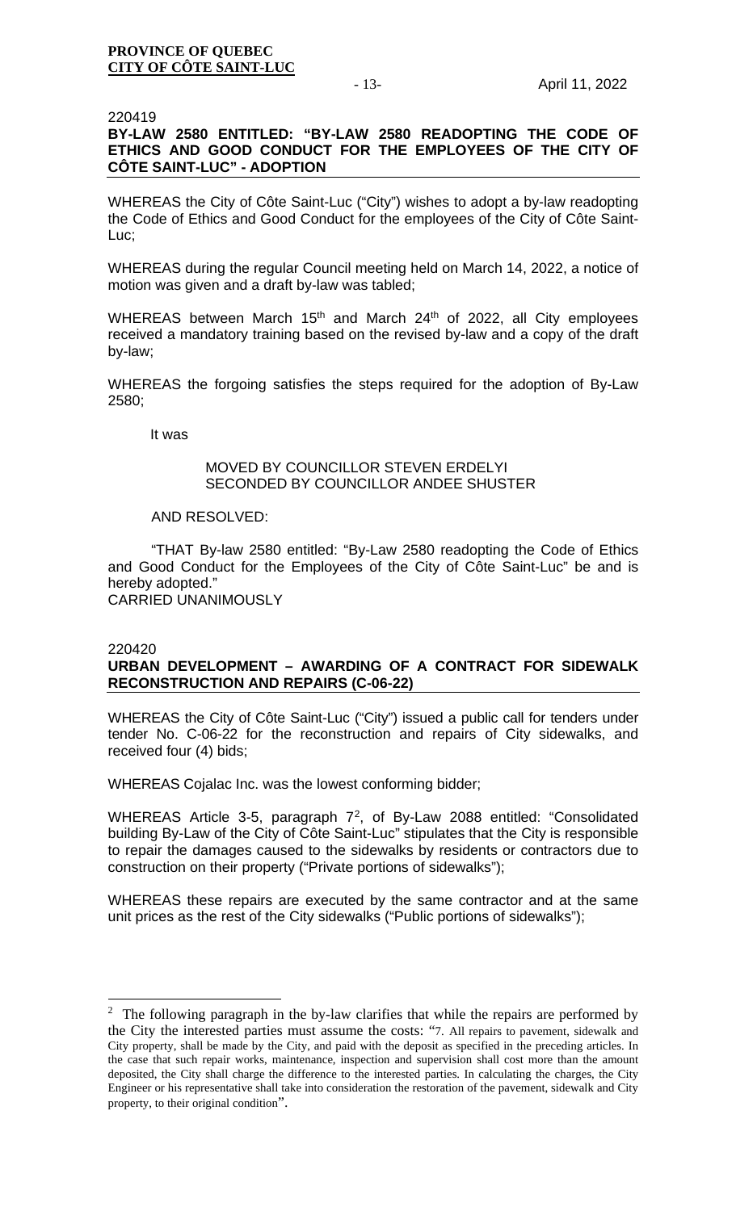220419

**BY-LAW 2580 ENTITLED: "BY-LAW 2580 READOPTING THE CODE OF ETHICS AND GOOD CONDUCT FOR THE EMPLOYEES OF THE CITY OF CÔTE SAINT-LUC" - ADOPTION**

WHEREAS the City of Côte Saint-Luc ("City") wishes to adopt a by-law readopting the Code of Ethics and Good Conduct for the employees of the City of Côte Saint-Luc;

WHEREAS during the regular Council meeting held on March 14, 2022, a notice of motion was given and a draft by-law was tabled;

WHEREAS between March 15th and March 24th of 2022, all City employees received a mandatory training based on the revised by-law and a copy of the draft by-law;

WHEREAS the forgoing satisfies the steps required for the adoption of By-Law 2580;

It was

MOVED BY COUNCILLOR STEVEN ERDELYI
SECONDED BY COUNCILLOR ANDEE SHUSTER

AND RESOLVED:

"THAT By-law 2580 entitled: "By-Law 2580 readopting the Code of Ethics and Good Conduct for the Employees of the City of Côte Saint-Luc" be and is hereby adopted."

CARRIED UNANIMOUSLY

220420

**URBAN DEVELOPMENT – AWARDING OF A CONTRACT FOR SIDEWALK RECONSTRUCTION AND REPAIRS (C-06-22)**

WHEREAS the City of Côte Saint-Luc ("City") issued a public call for tenders under tender No. C-06-22 for the reconstruction and repairs of City sidewalks, and received four (4) bids;

WHEREAS Cojalac Inc. was the lowest conforming bidder;

WHEREAS Article 3-5, paragraph 7[2], of By-Law 2088 entitled: "Consolidated building By-Law of the City of Côte Saint-Luc" stipulates that the City is responsible to repair the damages caused to the sidewalks by residents or contractors due to construction on their property ("Private portions of sidewalks");

WHEREAS these repairs are executed by the same contractor and at the same unit prices as the rest of the City sidewalks ("Public portions of sidewalks");

---

[2] The following paragraph in the by-law clarifies that while the repairs are performed by the City the interested parties must assume the costs: "7. All repairs to pavement, sidewalk and City property, shall be made by the City, and paid with the deposit as specified in the preceding articles. In the case that such repair works, maintenance, inspection and supervision shall cost more than the amount deposited, the City shall charge the difference to the interested parties. In calculating the charges, the City Engineer or his representative shall take into consideration the restoration of the pavement, sidewalk and City property, to their original condition".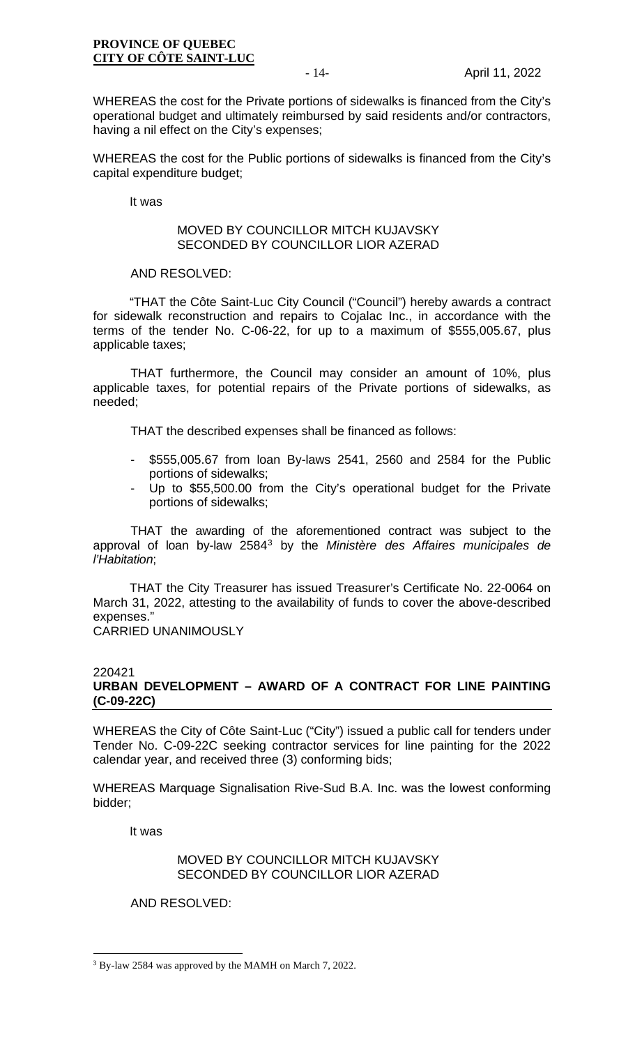WHEREAS the cost for the Private portions of sidewalks is financed from the City's operational budget and ultimately reimbursed by said residents and/or contractors, having a nil effect on the City's expenses;

WHEREAS the cost for the Public portions of sidewalks is financed from the City's capital expenditure budget;

It was

MOVED BY COUNCILLOR MITCH KUJAVSKY
SECONDED BY COUNCILLOR LIOR AZERAD

AND RESOLVED:

"THAT the Côte Saint-Luc City Council ("Council") hereby awards a contract for sidewalk reconstruction and repairs to Cojalac Inc., in accordance with the terms of the tender No. C-06-22, for up to a maximum of $555,005.67, plus applicable taxes;

THAT furthermore, the Council may consider an amount of 10%, plus applicable taxes, for potential repairs of the Private portions of sidewalks, as needed;

THAT the described expenses shall be financed as follows:

- $555,005.67 from loan By-laws 2541, 2560 and 2584 for the Public portions of sidewalks;
- Up to $55,500.00 from the City's operational budget for the Private portions of sidewalks;

THAT the awarding of the aforementioned contract was subject to the approval of loan by-law 2584[3] by the *Ministère des Affaires municipales de l'Habitation*;

THAT the City Treasurer has issued Treasurer's Certificate No. 22-0064 on March 31, 2022, attesting to the availability of funds to cover the above-described expenses."
CARRIED UNANIMOUSLY

220421
**URBAN DEVELOPMENT – AWARD OF A CONTRACT FOR LINE PAINTING (C-09-22C)**

WHEREAS the City of Côte Saint-Luc ("City") issued a public call for tenders under Tender No. C-09-22C seeking contractor services for line painting for the 2022 calendar year, and received three (3) conforming bids;

WHEREAS Marquage Signalisation Rive-Sud B.A. Inc. was the lowest conforming bidder;

It was

MOVED BY COUNCILLOR MITCH KUJAVSKY
SECONDED BY COUNCILLOR LIOR AZERAD

AND RESOLVED:

[3] By-law 2584 was approved by the MAMH on March 7, 2022.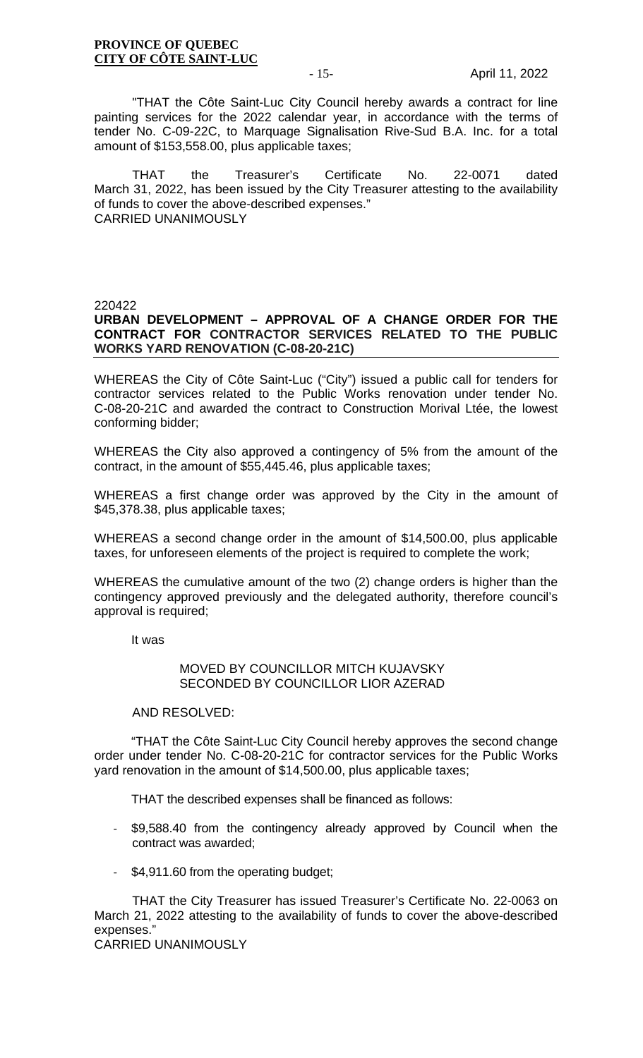"THAT the Côte Saint-Luc City Council hereby awards a contract for line painting services for the 2022 calendar year, in accordance with the terms of tender No. C-09-22C, to Marquage Signalisation Rive-Sud B.A. Inc. for a total amount of $153,558.00, plus applicable taxes;

THAT the Treasurer's Certificate No. 22-0071 dated March 31, 2022, has been issued by the City Treasurer attesting to the availability of funds to cover the above-described expenses."

CARRIED UNANIMOUSLY

220422

**URBAN DEVELOPMENT – APPROVAL OF A CHANGE ORDER FOR THE CONTRACT FOR CONTRACTOR SERVICES RELATED TO THE PUBLIC WORKS YARD RENOVATION (C-08-20-21C)**

WHEREAS the City of Côte Saint-Luc ("City") issued a public call for tenders for contractor services related to the Public Works renovation under tender No. C-08-20-21C and awarded the contract to Construction Morival Ltée, the lowest conforming bidder;

WHEREAS the City also approved a contingency of 5% from the amount of the contract, in the amount of $55,445.46, plus applicable taxes;

WHEREAS a first change order was approved by the City in the amount of $45,378.38, plus applicable taxes;

WHEREAS a second change order in the amount of $14,500.00, plus applicable taxes, for unforeseen elements of the project is required to complete the work;

WHEREAS the cumulative amount of the two (2) change orders is higher than the contingency approved previously and the delegated authority, therefore council's approval is required;

It was

MOVED BY COUNCILLOR MITCH KUJAVSKY
SECONDED BY COUNCILLOR LIOR AZERAD

AND RESOLVED:

"THAT the Côte Saint-Luc City Council hereby approves the second change order under tender No. C-08-20-21C for contractor services for the Public Works yard renovation in the amount of $14,500.00, plus applicable taxes;

THAT the described expenses shall be financed as follows:

- $9,588.40 from the contingency already approved by Council when the contract was awarded;
- $4,911.60 from the operating budget;

THAT the City Treasurer has issued Treasurer's Certificate No. 22-0063 on March 21, 2022 attesting to the availability of funds to cover the above-described expenses."

CARRIED UNANIMOUSLY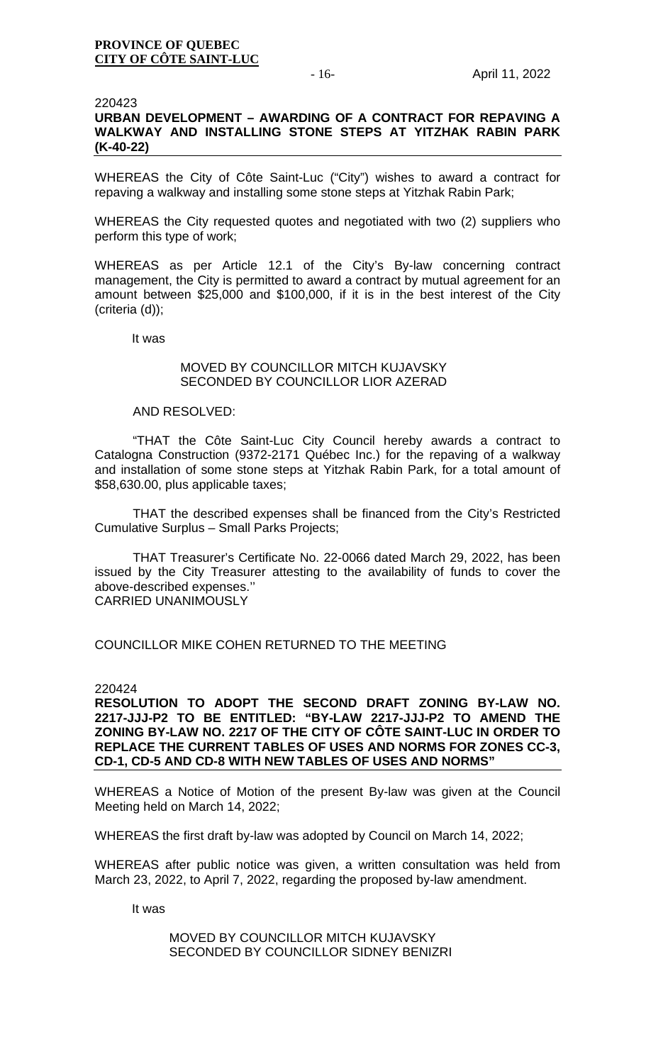220423

**URBAN DEVELOPMENT – AWARDING OF A CONTRACT FOR REPAVING A WALKWAY AND INSTALLING STONE STEPS AT YITZHAK RABIN PARK (K-40-22)**

WHEREAS the City of Côte Saint-Luc ("City") wishes to award a contract for repaving a walkway and installing some stone steps at Yitzhak Rabin Park;

WHEREAS the City requested quotes and negotiated with two (2) suppliers who perform this type of work;

WHEREAS as per Article 12.1 of the City's By-law concerning contract management, the City is permitted to award a contract by mutual agreement for an amount between $25,000 and $100,000, if it is in the best interest of the City (criteria (d));

It was

MOVED BY COUNCILLOR MITCH KUJAVSKY
SECONDED BY COUNCILLOR LIOR AZERAD

AND RESOLVED:

"THAT the Côte Saint-Luc City Council hereby awards a contract to Catalogna Construction (9372-2171 Québec Inc.) for the repaving of a walkway and installation of some stone steps at Yitzhak Rabin Park, for a total amount of $58,630.00, plus applicable taxes;

THAT the described expenses shall be financed from the City's Restricted Cumulative Surplus – Small Parks Projects;

THAT Treasurer's Certificate No. 22-0066 dated March 29, 2022, has been issued by the City Treasurer attesting to the availability of funds to cover the above-described expenses.''
CARRIED UNANIMOUSLY

COUNCILLOR MIKE COHEN RETURNED TO THE MEETING

220424

**RESOLUTION TO ADOPT THE SECOND DRAFT ZONING BY-LAW NO. 2217-JJJ-P2 TO BE ENTITLED: "BY-LAW 2217-JJJ-P2 TO AMEND THE ZONING BY-LAW NO. 2217 OF THE CITY OF CÔTE SAINT-LUC IN ORDER TO REPLACE THE CURRENT TABLES OF USES AND NORMS FOR ZONES CC-3, CD-1, CD-5 AND CD-8 WITH NEW TABLES OF USES AND NORMS"**

WHEREAS a Notice of Motion of the present By-law was given at the Council Meeting held on March 14, 2022;

WHEREAS the first draft by-law was adopted by Council on March 14, 2022;

WHEREAS after public notice was given, a written consultation was held from March 23, 2022, to April 7, 2022, regarding the proposed by-law amendment.

It was

MOVED BY COUNCILLOR MITCH KUJAVSKY
SECONDED BY COUNCILLOR SIDNEY BENIZRI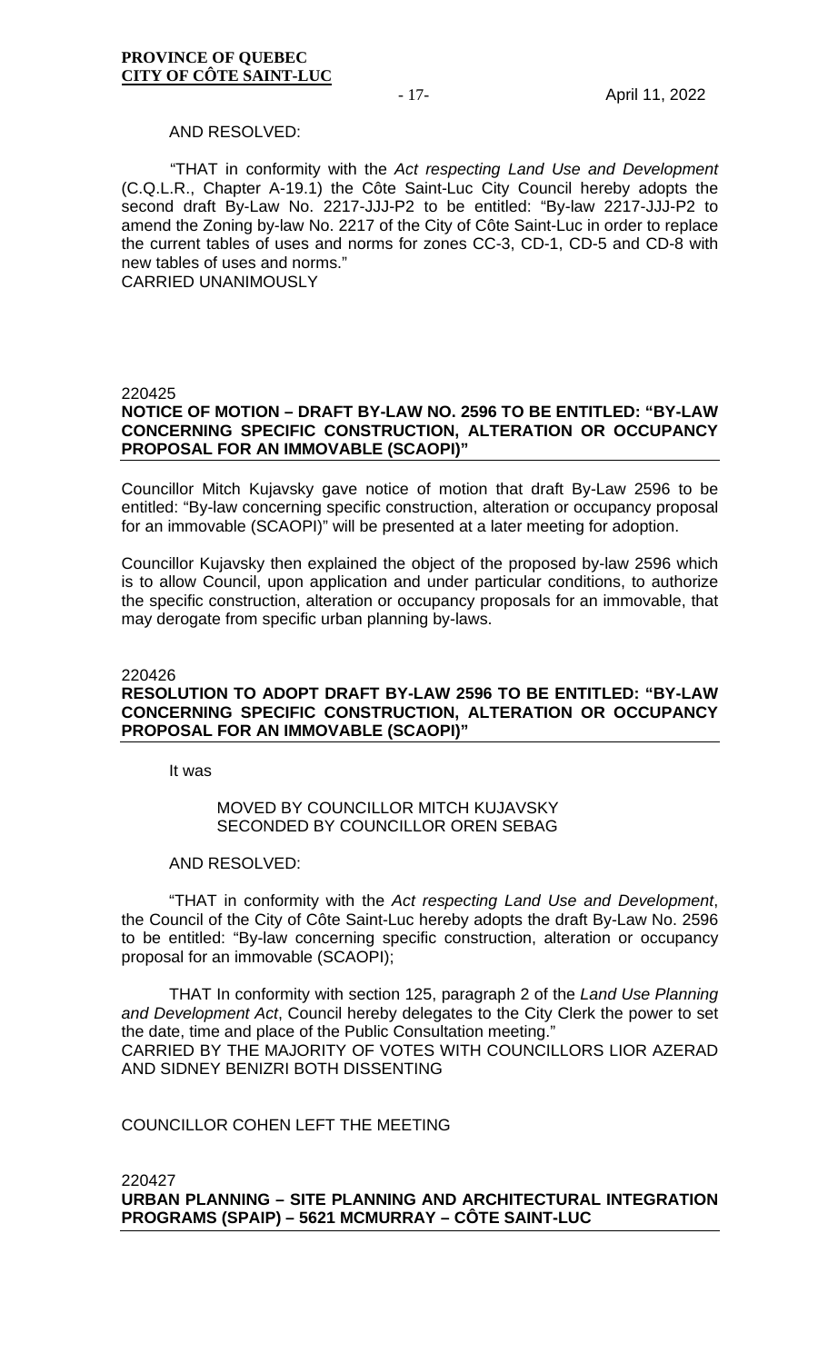AND RESOLVED:

"THAT in conformity with the *Act respecting Land Use and Development* (C.Q.L.R., Chapter A-19.1) the Côte Saint-Luc City Council hereby adopts the second draft By-Law No. 2217-JJJ-P2 to be entitled: "By-law 2217-JJJ-P2 to amend the Zoning by-law No. 2217 of the City of Côte Saint-Luc in order to replace the current tables of uses and norms for zones CC-3, CD-1, CD-5 and CD-8 with new tables of uses and norms."

CARRIED UNANIMOUSLY

220425

**NOTICE OF MOTION – DRAFT BY-LAW NO. 2596 TO BE ENTITLED: "BY-LAW CONCERNING SPECIFIC CONSTRUCTION, ALTERATION OR OCCUPANCY PROPOSAL FOR AN IMMOVABLE (SCAOPI)"**

Councillor Mitch Kujavsky gave notice of motion that draft By-Law 2596 to be entitled: "By-law concerning specific construction, alteration or occupancy proposal for an immovable (SCAOPI)" will be presented at a later meeting for adoption.

Councillor Kujavsky then explained the object of the proposed by-law 2596 which is to allow Council, upon application and under particular conditions, to authorize the specific construction, alteration or occupancy proposals for an immovable, that may derogate from specific urban planning by-laws.

220426

**RESOLUTION TO ADOPT DRAFT BY-LAW 2596 TO BE ENTITLED: "BY-LAW CONCERNING SPECIFIC CONSTRUCTION, ALTERATION OR OCCUPANCY PROPOSAL FOR AN IMMOVABLE (SCAOPI)"**

It was

MOVED BY COUNCILLOR MITCH KUJAVSKY
SECONDED BY COUNCILLOR OREN SEBAG

AND RESOLVED:

"THAT in conformity with the *Act respecting Land Use and Development*, the Council of the City of Côte Saint-Luc hereby adopts the draft By-Law No. 2596 to be entitled: "By-law concerning specific construction, alteration or occupancy proposal for an immovable (SCAOPI);

THAT In conformity with section 125, paragraph 2 of the *Land Use Planning and Development Act*, Council hereby delegates to the City Clerk the power to set the date, time and place of the Public Consultation meeting."

CARRIED BY THE MAJORITY OF VOTES WITH COUNCILLORS LIOR AZERAD AND SIDNEY BENIZRI BOTH DISSENTING

COUNCILLOR COHEN LEFT THE MEETING

220427

**URBAN PLANNING – SITE PLANNING AND ARCHITECTURAL INTEGRATION PROGRAMS (SPAIP) – 5621 MCMURRAY – CÔTE SAINT-LUC**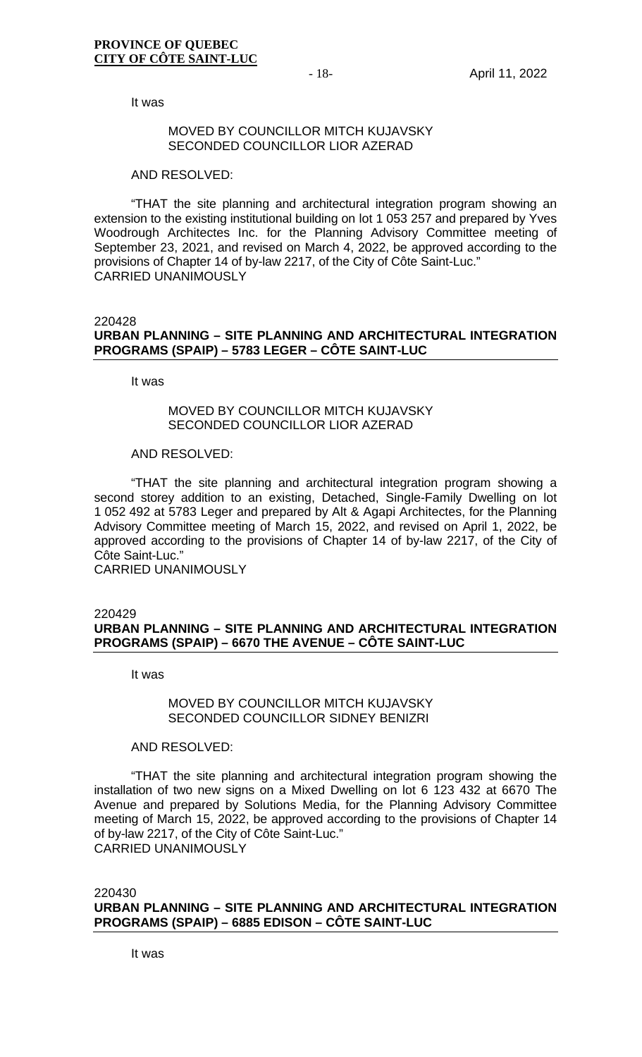It was

MOVED BY COUNCILLOR MITCH KUJAVSKY
SECONDED COUNCILLOR LIOR AZERAD

AND RESOLVED:

"THAT the site planning and architectural integration program showing an extension to the existing institutional building on lot 1 053 257 and prepared by Yves Woodrough Architectes Inc. for the Planning Advisory Committee meeting of September 23, 2021, and revised on March 4, 2022, be approved according to the provisions of Chapter 14 of by-law 2217, of the City of Côte Saint-Luc."
CARRIED UNANIMOUSLY

220428

**URBAN PLANNING – SITE PLANNING AND ARCHITECTURAL INTEGRATION PROGRAMS (SPAIP) – 5783 LEGER – CÔTE SAINT-LUC**

It was

MOVED BY COUNCILLOR MITCH KUJAVSKY
SECONDED COUNCILLOR LIOR AZERAD

AND RESOLVED:

"THAT the site planning and architectural integration program showing a second storey addition to an existing, Detached, Single-Family Dwelling on lot 1 052 492 at 5783 Leger and prepared by Alt & Agapi Architectes, for the Planning Advisory Committee meeting of March 15, 2022, and revised on April 1, 2022, be approved according to the provisions of Chapter 14 of by-law 2217, of the City of Côte Saint-Luc."
CARRIED UNANIMOUSLY

220429

**URBAN PLANNING – SITE PLANNING AND ARCHITECTURAL INTEGRATION PROGRAMS (SPAIP) – 6670 THE AVENUE – CÔTE SAINT-LUC**

It was

MOVED BY COUNCILLOR MITCH KUJAVSKY
SECONDED COUNCILLOR SIDNEY BENIZRI

AND RESOLVED:

"THAT the site planning and architectural integration program showing the installation of two new signs on a Mixed Dwelling on lot 6 123 432 at 6670 The Avenue and prepared by Solutions Media, for the Planning Advisory Committee meeting of March 15, 2022, be approved according to the provisions of Chapter 14 of by-law 2217, of the City of Côte Saint-Luc."
CARRIED UNANIMOUSLY

220430

**URBAN PLANNING – SITE PLANNING AND ARCHITECTURAL INTEGRATION PROGRAMS (SPAIP) – 6885 EDISON – CÔTE SAINT-LUC**

It was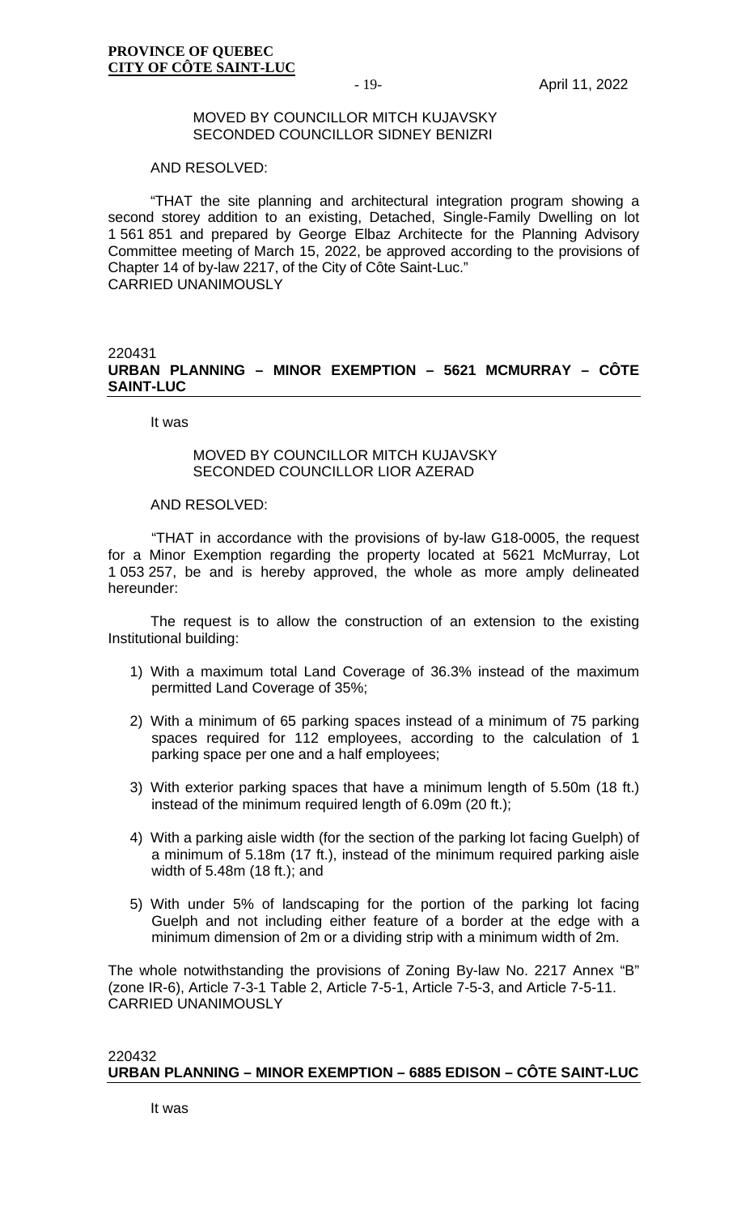MOVED BY COUNCILLOR MITCH KUJAVSKY
SECONDED COUNCILLOR SIDNEY BENIZRI

AND RESOLVED:

"THAT the site planning and architectural integration program showing a second storey addition to an existing, Detached, Single-Family Dwelling on lot 1 561 851 and prepared by George Elbaz Architecte for the Planning Advisory Committee meeting of March 15, 2022, be approved according to the provisions of Chapter 14 of by-law 2217, of the City of Côte Saint-Luc."
CARRIED UNANIMOUSLY

220431

## URBAN PLANNING – MINOR EXEMPTION – 5621 MCMURRAY – CÔTE SAINT-LUC

It was

MOVED BY COUNCILLOR MITCH KUJAVSKY
SECONDED COUNCILLOR LIOR AZERAD

AND RESOLVED:

"THAT in accordance with the provisions of by-law G18-0005, the request for a Minor Exemption regarding the property located at 5621 McMurray, Lot 1 053 257, be and is hereby approved, the whole as more amply delineated hereunder:

The request is to allow the construction of an extension to the existing Institutional building:

1) With a maximum total Land Coverage of 36.3% instead of the maximum permitted Land Coverage of 35%;
2) With a minimum of 65 parking spaces instead of a minimum of 75 parking spaces required for 112 employees, according to the calculation of 1 parking space per one and a half employees;
3) With exterior parking spaces that have a minimum length of 5.50m (18 ft.) instead of the minimum required length of 6.09m (20 ft.);
4) With a parking aisle width (for the section of the parking lot facing Guelph) of a minimum of 5.18m (17 ft.), instead of the minimum required parking aisle width of 5.48m (18 ft.); and
5) With under 5% of landscaping for the portion of the parking lot facing Guelph and not including either feature of a border at the edge with a minimum dimension of 2m or a dividing strip with a minimum width of 2m.

The whole notwithstanding the provisions of Zoning By-law No. 2217 Annex "B" (zone IR-6), Article 7-3-1 Table 2, Article 7-5-1, Article 7-5-3, and Article 7-5-11.
CARRIED UNANIMOUSLY

220432

## URBAN PLANNING – MINOR EXEMPTION – 6885 EDISON – CÔTE SAINT-LUC

It was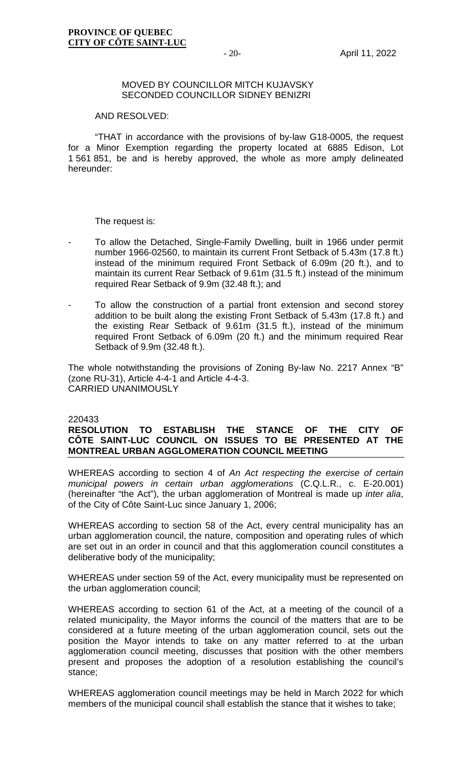MOVED BY COUNCILLOR MITCH KUJAVSKY
SECONDED COUNCILLOR SIDNEY BENIZRI

AND RESOLVED:

"THAT in accordance with the provisions of by-law G18-0005, the request for a Minor Exemption regarding the property located at 6885 Edison, Lot 1 561 851, be and is hereby approved, the whole as more amply delineated hereunder:

The request is:

- To allow the Detached, Single-Family Dwelling, built in 1966 under permit number 1966-02560, to maintain its current Front Setback of 5.43m (17.8 ft.) instead of the minimum required Front Setback of 6.09m (20 ft.), and to maintain its current Rear Setback of 9.61m (31.5 ft.) instead of the minimum required Rear Setback of 9.9m (32.48 ft.); and
- To allow the construction of a partial front extension and second storey addition to be built along the existing Front Setback of 5.43m (17.8 ft.) and the existing Rear Setback of 9.61m (31.5 ft.), instead of the minimum required Front Setback of 6.09m (20 ft.) and the minimum required Rear Setback of 9.9m (32.48 ft.).

The whole notwithstanding the provisions of Zoning By-law No. 2217 Annex "B" (zone RU-31), Article 4-4-1 and Article 4-4-3.
CARRIED UNANIMOUSLY

220433

**RESOLUTION TO ESTABLISH THE STANCE OF THE CITY OF CÔTE SAINT-LUC COUNCIL ON ISSUES TO BE PRESENTED AT THE MONTREAL URBAN AGGLOMERATION COUNCIL MEETING**

WHEREAS according to section 4 of *An Act respecting the exercise of certain municipal powers in certain urban agglomerations* (C.Q.L.R., c. E-20.001) (hereinafter "the Act"), the urban agglomeration of Montreal is made up *inter alia*, of the City of Côte Saint-Luc since January 1, 2006;

WHEREAS according to section 58 of the Act, every central municipality has an urban agglomeration council, the nature, composition and operating rules of which are set out in an order in council and that this agglomeration council constitutes a deliberative body of the municipality;

WHEREAS under section 59 of the Act, every municipality must be represented on the urban agglomeration council;

WHEREAS according to section 61 of the Act, at a meeting of the council of a related municipality, the Mayor informs the council of the matters that are to be considered at a future meeting of the urban agglomeration council, sets out the position the Mayor intends to take on any matter referred to at the urban agglomeration council meeting, discusses that position with the other members present and proposes the adoption of a resolution establishing the council's stance;

WHEREAS agglomeration council meetings may be held in March 2022 for which members of the municipal council shall establish the stance that it wishes to take;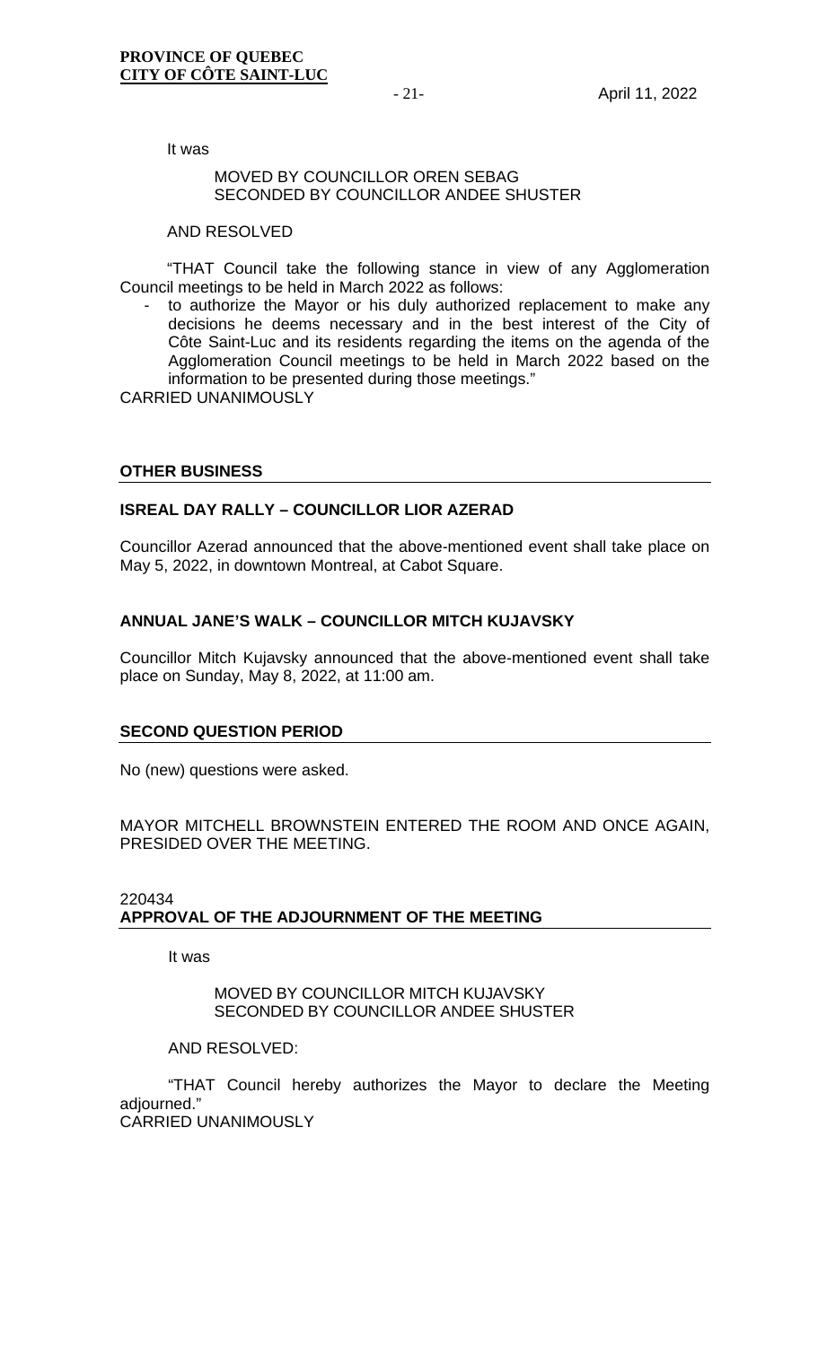It was

MOVED BY COUNCILLOR OREN SEBAG
SECONDED BY COUNCILLOR ANDEE SHUSTER

AND RESOLVED

"THAT Council take the following stance in view of any Agglomeration Council meetings to be held in March 2022 as follows:

- to authorize the Mayor or his duly authorized replacement to make any decisions he deems necessary and in the best interest of the City of Côte Saint-Luc and its residents regarding the items on the agenda of the Agglomeration Council meetings to be held in March 2022 based on the information to be presented during those meetings."

CARRIED UNANIMOUSLY

## OTHER BUSINESS

### ISREAL DAY RALLY – COUNCILLOR LIOR AZERAD

Councillor Azerad announced that the above-mentioned event shall take place on May 5, 2022, in downtown Montreal, at Cabot Square.

### ANNUAL JANE'S WALK – COUNCILLOR MITCH KUJAVSKY

Councillor Mitch Kujavsky announced that the above-mentioned event shall take place on Sunday, May 8, 2022, at 11:00 am.

## SECOND QUESTION PERIOD

No (new) questions were asked.

MAYOR MITCHELL BROWNSTEIN ENTERED THE ROOM AND ONCE AGAIN, PRESIDED OVER THE MEETING.

220434

## APPROVAL OF THE ADJOURNMENT OF THE MEETING

It was

MOVED BY COUNCILLOR MITCH KUJAVSKY
SECONDED BY COUNCILLOR ANDEE SHUSTER

AND RESOLVED:

"THAT Council hereby authorizes the Mayor to declare the Meeting adjourned."

CARRIED UNANIMOUSLY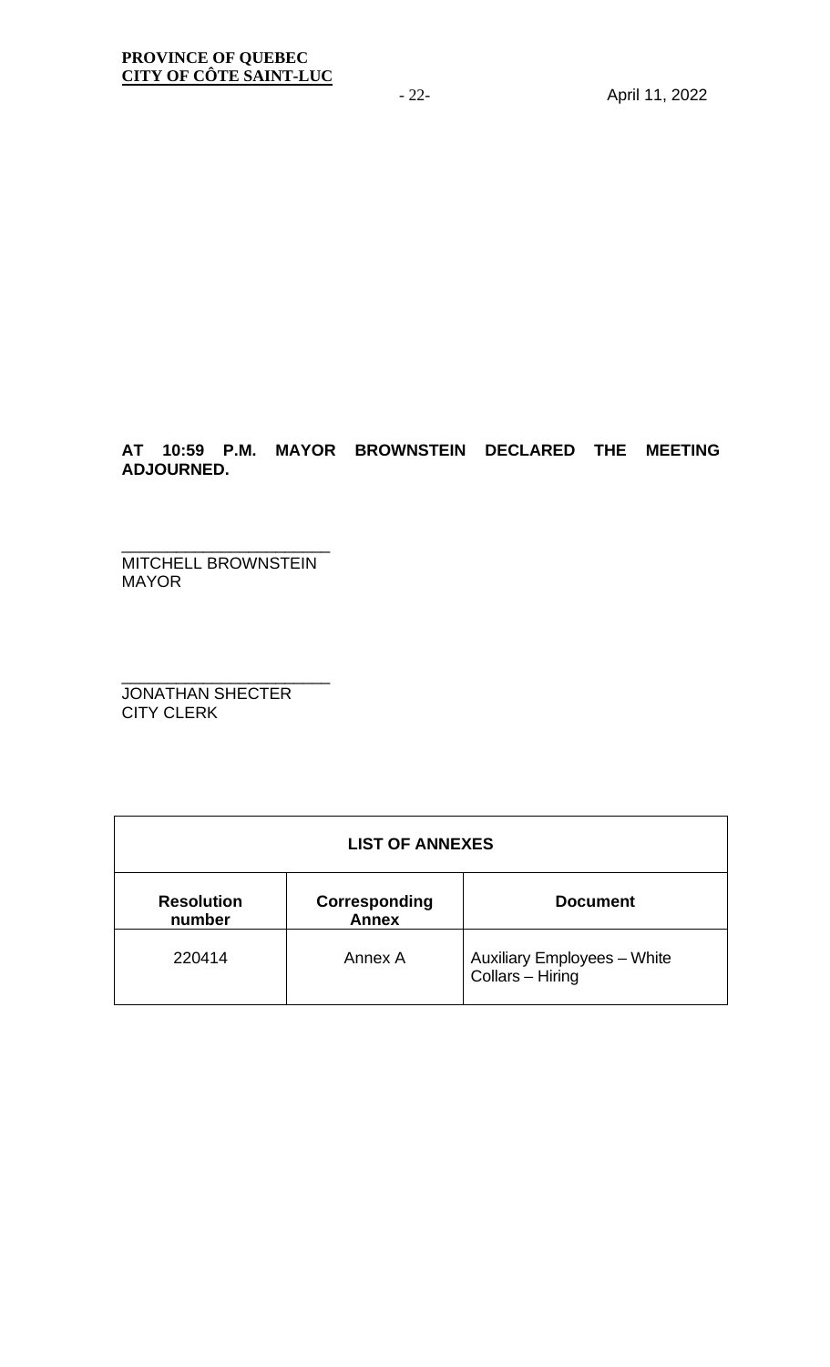**AT 10:59 P.M. MAYOR BROWNSTEIN DECLARED THE MEETING ADJOURNED.**

______________________
MITCHELL BROWNSTEIN
MAYOR

______________________
JONATHAN SHECTER
CITY CLERK

| LIST OF ANNEXES | | |
|---|---|---|
| **Resolution number** | **Corresponding Annex** | **Document** |
| 220414 | Annex A | Auxiliary Employees – White Collars – Hiring |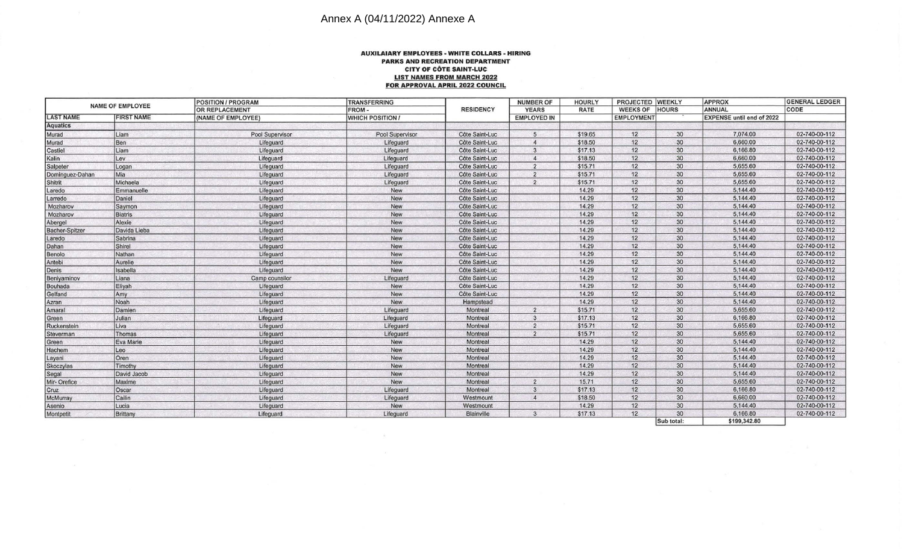Annex A (04/11/2022) Annexe A

**AUXILAIARY EMPLOYEES - WHITE COLLARS - HIRING**
**PARKS AND RECREATION DEPARTMENT**
**CITY OF CÔTE SAINT-LUC**
**LIST NAMES FROM MARCH 2022**
**FOR APPROVAL APRIL 2022 COUNCIL**

| NAME OF EMPLOYEE | | POSITION / PROGRAM OR REPLACEMENT | TRANSFERRING FROM - | RESIDENCY | NUMBER OF YEARS | HOURLY RATE | PROJECTED WEEKS OF | WEEKLY HOURS | APPROX ANNUAL | GENERAL LEDGER CODE |
|---|---|---|---|---|---|---|---|---|---|---|
| LAST NAME | FIRST NAME | (NAME OF EMPLOYEE) | WHICH POSITION / | | EMPLOYED IN | | EMPLOYMENT | | EXPENSE until end of 2022 | |
| Aquatics | | | | | | | | | | |
| Murad | Liam | Pool Supervisor | Pool Supervisor | Côte Saint-Luc | 5 | $19.65 | 12 | 30 | 7,074.00 | 02-740-00-112 |
| Murad | Ben | Lifeguard | Lifeguard | Côte Saint-Luc | 4 | $18.50 | 12 | 30 | 6,660.00 | 02-740-00-112 |
| Castiel | Liam | Lifeguard | Lifeguard | Côte Saint-Luc | 3 | $17.13 | 12 | 30 | 6,166.80 | 02-740-00-112 |
| Kalin | Lev | Lifeguard | Lifeguard | Côte Saint-Luc | 4 | $18.50 | 12 | 30 | 6,660.00 | 02-740-00-112 |
| Salpeter | Logan | Lifeguard | Lifeguard | Côte Saint-Luc | 2 | $15.71 | 12 | 30 | 5,655.60 | 02-740-00-112 |
| Dominguez-Dahan | Mia | Lifeguard | Lifeguard | Côte Saint-Luc | 2 | $15.71 | 12 | 30 | 5,655.60 | 02-740-00-112 |
| Shitrit | Michaela | Lifeguard | Lifeguard | Côte Saint-Luc | 2 | $15.71 | 12 | 30 | 5,655.60 | 02-740-00-112 |
| Laredo | Emmanuelle | Lifeguard | New | Côte Saint-Luc | | 14.29 | 12 | 30 | 5,144.40 | 02-740-00-112 |
| Laredo | Daniel | Lifeguard | New | Côte Saint-Luc | | 14.29 | 12 | 30 | 5,144.40 | 02-740-00-112 |
| Mozharov | Saymon | Lifeguard | New | Côte Saint-Luc | | 14.29 | 12 | 30 | 5,144.40 | 02-740-00-112 |
| Mozharov | Biatris | Lifeguard | New | Côte Saint-Luc | | 14.29 | 12 | 30 | 5,144.40 | 02-740-00-112 |
| Abergel | Alexie | Lifeguard | New | Côte Saint-Luc | | 14.29 | 12 | 30 | 5,144.40 | 02-740-00-112 |
| Bacher-Spitzer | Davida Lieba | Lifeguard | New | Côte Saint-Luc | | 14.29 | 12 | 30 | 5,144.40 | 02-740-00-112 |
| Laredo | Sabrina | Lifeguard | New | Côte Saint-Luc | | 14.29 | 12 | 30 | 5,144.40 | 02-740-00-112 |
| Dahan | Shirel | Lifeguard | New | Côte Saint-Luc | | 14.29 | 12 | 30 | 5,144.40 | 02-740-00-112 |
| Benolo | Nathan | Lifeguard | New | Côte Saint-Luc | | 14.29 | 12 | 30 | 5,144.40 | 02-740-00-112 |
| Antebi | Aurelie | Lifeguard | New | Côte Saint-Luc | | 14.29 | 12 | 30 | 5,144.40 | 02-740-00-112 |
| Denis | Isabella | Lifeguard | New | Côte Saint-Luc | | 14.29 | 12 | 30 | 5,144.40 | 02-740-00-112 |
| Beniyaminov | Liana | Camp counsilor | Lifeguard | Côte Saint-Luc | | 14.29 | 12 | 30 | 5,144.40 | 02-740-00-112 |
| Bouhada | Eliyah | Lifeguard | New | Côte Saint-Luc | | 14.29 | 12 | 30 | 5,144.40 | 02-740-00-112 |
| Gelfand | Amy | Lifeguard | New | Côte Saint-Luc | | 14.29 | 12 | 30 | 5,144.40 | 02-740-00-112 |
| Azran | Noah | Lifeguard | New | Hampstead | | 14.29 | 12 | 30 | 5,144.40 | 02-740-00-112 |
| Amaral | Damien | Lifeguard | Lifeguard | Montreal | 2 | $15.71 | 12 | 30 | 5,655.60 | 02-740-00-112 |
| Green | Julian | Lifeguard | Lifeguard | Montreal | 3 | $17.13 | 12 | 30 | 6,166.80 | 02-740-00-112 |
| Ruckenstein | Liva | Lifeguard | Lifeguard | Montreal | 2 | $15.71 | 12 | 30 | 5,655.60 | 02-740-00-112 |
| Steverman | Thomas | Lifeguard | Lifeguard | Montreal | 2 | $15.71 | 12 | 30 | 5,655.60 | 02-740-00-112 |
| Green | Eva Marie | Lifeguard | New | Montreal | | 14.29 | 12 | 30 | 5,144.40 | 02-740-00-112 |
| Hachem | Leo | Lifeguard | New | Montreal | | 14.29 | 12 | 30 | 5,144.40 | 02-740-00-112 |
| Layani | Oren | Lifeguard | New | Montreal | | 14.29 | 12 | 30 | 5,144.40 | 02-740-00-112 |
| Skoczylas | Timothy | Lifeguard | New | Montreal | | 14.29 | 12 | 30 | 5,144.40 | 02-740-00-112 |
| Segal | David Jacob | Lifeguard | New | Montreal | | 14.29 | 12 | 30 | 5,144.40 | 02-740-00-112 |
| Mir- Orefice | Maxime | Lifeguard | New | Montreal | 2 | 15.71 | 12 | 30 | 5,655.60 | 02-740-00-112 |
| Cruz | Oscar | Lifeguard | Lifeguard | Montreal | 3 | $17.13 | 12 | 30 | 6,166.80 | 02-740-00-112 |
| McMurray | Cailin | Lifeguard | Lifeguard | Westmount | 4 | $18.50 | 12 | 30 | 6,660.00 | 02-740-00-112 |
| Asenio | Lucia | Lifeguard | New | Westmount | | 14.29 | 12 | 30 | 5,144.40 | 02-740-00-112 |
| Montpetit | Brittany | Lifeguard | Lifeguard | Blainville | 3 | $17.13 | 12 | 30 | 6,166.80 | 02-740-00-112 |
| | | | | | | | | Sub total: | $199,342.80 | |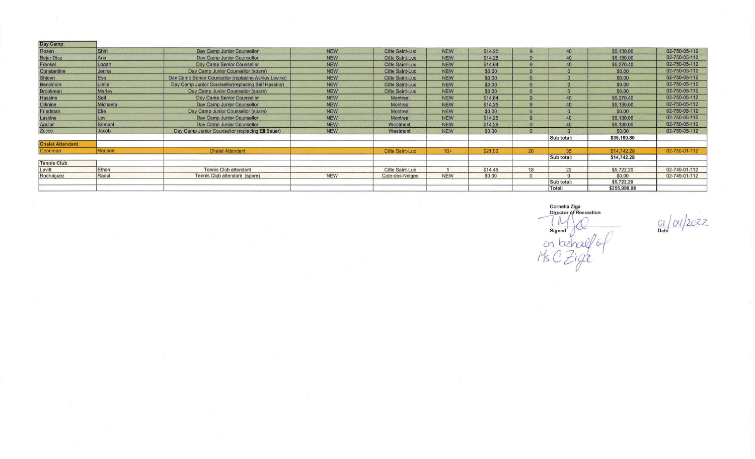| | | | | | | | | | | |
|---|---|---|---|---|---|---|---|---|---|---|
| **Day Camp** | | | | | | | | | | |
| Rosen | Shiri | Day Camp Junior Counsellor | NEW | Côte Saint-Luc | NEW | $14.25 | 9 | 40 | $5,130.00 | 02-750-05-112 |
| Bejar Diaz | Ana | Day Camp Junior Counsellor | NEW | Côte Saint-Luc | NEW | $14.25 | 9 | 40 | $5,130.00 | 02-750-05-112 |
| Frenkel | Logan | Day Camp Senior Counsellor | NEW | Côte Saint-Luc | NEW | $14.64 | 9 | 40 | $5,270.40 | 02-750-05-112 |
| Constantine | Jenna | Day Camp Junior Counsellor (spare) | NEW | Côte Saint-Luc | NEW | $0.00 | 0 | 0 | $0.00 | 02-750-05-112 |
| Shteyn | Eva | Day Camp Senior Counsellor (replacing Ashley Levine) | NEW | Côte Saint-Luc | NEW | $0.00 | 0 | 0 | $0.00 | 02-750-05-112 |
| Bensimon | Lielle | Day Camp Junior Counsellor(replacing Seif Hassine) | NEW | Côte Saint-Luc | NEW | $0.00 | 0 | 0 | $0.00 | 02-750-05-112 |
| Brookman | Marley | Day Camp Junior Counsellor (spare) | NEW | Côte Saint-Luc | NEW | $0.00 | 0 | 0 | $0.00 | 02-750-05-112 |
| Hassine | Seif | Day Camp Senior Counsellor | NEW | Montreal | NEW | $14.64 | 9 | 40 | $5,270.40 | 02-750-05-112 |
| Oiknine | Michaela | Day Camp Junior Counsellor | NEW | Montreal | NEW | $14.25 | 9 | 40 | $5,130.00 | 02-750-05-112 |
| Friedman | Elle | Day Camp Junior Counsellor (spare) | NEW | Montreal | NEW | $0.00 | 0 | 0 | $0.00 | 02-750-05-112 |
| Laskine | Lev | Day Camp Junior Counsellor | NEW | Montreal | NEW | $14.25 | 9 | 40 | $5,130.00 | 02-750-05-112 |
| Aguiar | Samuel | Day Camp Junior Counsellor | NEW | Westmont | NEW | $14.25 | 9 | 40 | $5,130.00 | 02-750-05-112 |
| Zucco | Jacob | Day Camp Junior Counsellor (replacing Eli Bauer) | NEW | Westmont | NEW | $0.00 | 0 | 0 | $0.00 | 02-750-05-112 |
| | | | | | | | | Sub total: | $36,190.80 | |
| **Chalet Attendant** | | | | | | | | | | |
| Goodman | Reuben | Chalet Attendant | | Côte Saint-Luc | 10+ | $21.06 | 20 | 35 | $14,742.28 | 02-750-01-112 |
| | | | | | | | | Sub total: | $14,742.28 | |
| **Tennis Club** | | | | | | | | | | |
| Levitt | Ethan | Tennis Club attendant | | Côte Saint-Luc | 1 | $14.45 | 18 | 22 | $5,722.20 | 02-749-01-112 |
| Rodruiguez | Raoul | Tennis Club attendant (spare) | NEW | Cote-des-Neiges | NEW | $0.00 | 0 | 0 | $0.00 | 02-749-01-112 |
| | | | | | | | | Sub total: | $5,722.20 | |
| | | | | | | | | Total: | $255,998.08 | |

Cornelia Ziga
Director of Recreation

Signed: on behalf of Ms C Ziga

Date: 01/04/2022